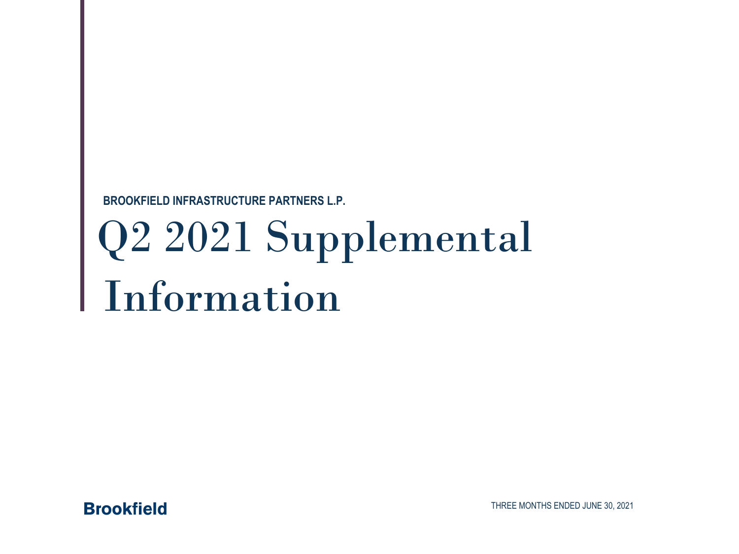**BROOKFIELD INFRASTRUCTURE PARTNERS L.P.**

# Q2 2021 Supplemental Information

**Brookfield**

THREE MONTHS ENDED JUNE 30, 2021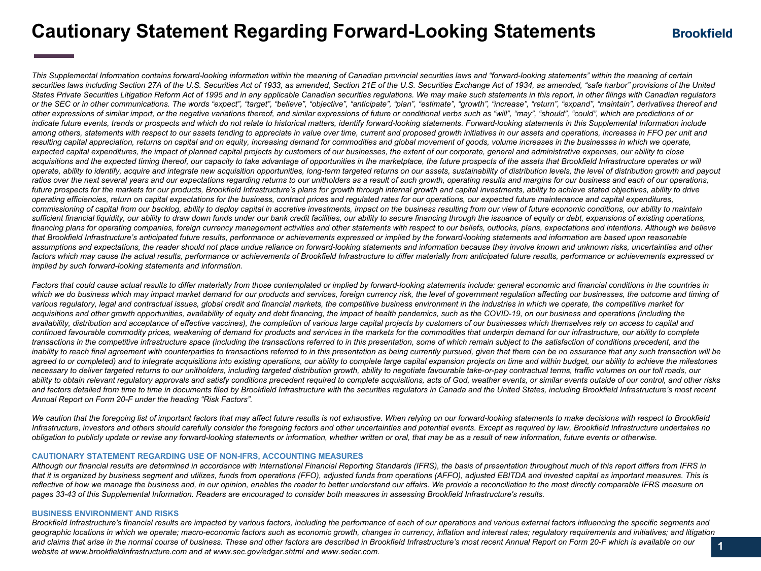# Cautionary Statement Regarding Forward-Looking Statements

*This Supplemental Information contains forward-looking information within the meaning of Canadian provincial securities laws and "forward-looking statements" within the meaning of certain securities laws including Section 27A of the U.S. Securities Act of 1933, as amended, Section 21E of the U.S. Securities Exchange Act of 1934, as amended, "safe harbor" provisions of the United States Private Securities Litigation Reform Act of 1995 and in any applicable Canadian securities regulations. We may make such statements in this report, in other filings with Canadian regulators or the SEC or in other communications. The words "expect", "target", "believe", "objective", "anticipate", "plan", "estimate", "growth", "increase", "return", "expand", "maintain", derivatives thereof and other expressions of similar import, or the negative variations thereof, and similar expressions of future or conditional verbs such as "will", "may", "should", "could", which are predictions of or indicate future events, trends or prospects and which do not relate to historical matters, identify forward-looking statements. Forward-looking statements in this Supplemental Information include among others, statements with respect to our assets tending to appreciate in value over time, current and proposed growth initiatives in our assets and operations, increases in FFO per unit and resulting capital appreciation, returns on capital and on equity, increasing demand for commodities and global movement of goods, volume increases in the businesses in which we operate, expected capital expenditures, the impact of planned capital projects by customers of our businesses, the extent of our corporate, general and administrative expenses, our ability to close acquisitions and the expected timing thereof, our capacity to take advantage of opportunities in the marketplace, the future prospects of the assets that Brookfield Infrastructure operates or will operate, ability to identify, acquire and integrate new acquisition opportunities, long-term targeted returns on our assets, sustainability of distribution levels, the level of distribution growth and payout ratios over the next several years and our expectations regarding returns to our unitholders as a result of such growth, operating results and margins for our business and each of our operations, future prospects for the markets for our products, Brookfield Infrastructure's plans for growth through internal growth and capital investments, ability to achieve stated objectives, ability to drive operating efficiencies, return on capital expectations for the business, contract prices and regulated rates for our operations, our expected future maintenance and capital expenditures, commissioning of capital from our backlog, ability to deploy capital in accretive investments, impact on the business resulting from our view of future economic conditions, our ability to maintain sufficient financial liquidity, our ability to draw down funds under our bank credit facilities, our ability to secure financing through the issuance of equity or debt, expansions of existing operations, financing plans for operating companies, foreign currency management activities and other statements with respect to our beliefs, outlooks, plans, expectations and intentions. Although we believe that Brookfield Infrastructure's anticipated future results, performance or achievements expressed or implied by the forward-looking statements and information are based upon reasonable assumptions and expectations, the reader should not place undue reliance on forward-looking statements and information because they involve known and unknown risks, uncertainties and other factors which may cause the actual results, performance or achievements of Brookfield Infrastructure to differ materially from anticipated future results, performance or achievements expressed or implied by such forward-looking statements and information.*

*Factors that could cause actual results to differ materially from those contemplated or implied by forward-looking statements include: general economic and financial conditions in the countries in which we do business which may impact market demand for our products and services, foreign currency risk, the level of government regulation affecting our businesses, the outcome and timing of various regulatory, legal and contractual issues, global credit and financial markets, the competitive business environment in the industries in which we operate, the competitive market for acquisitions and other growth opportunities, availability of equity and debt financing, the impact of health pandemics, such as the COVID-19, on our business and operations (including the availability, distribution and acceptance of effective vaccines), the completion of various large capital projects by customers of our businesses which themselves rely on access to capital and continued favourable commodity prices, weakening of demand for products and services in the markets for the commodities that underpin demand for our infrastructure, our ability to complete transactions in the competitive infrastructure space (including the transactions referred to in this presentation, some of which remain subject to the satisfaction of conditions precedent, and the inability to reach final agreement with counterparties to transactions referred to in this presentation as being currently pursued, given that there can be no assurance that any such transaction will be agreed to or completed) and to integrate acquisitions into existing operations, our ability to complete large capital expansion projects on time and within budget, our ability to achieve the milestones necessary to deliver targeted returns to our unitholders, including targeted distribution growth, ability to negotiate favourable take-or-pay contractual terms, traffic volumes on our toll roads, our ability to obtain relevant regulatory approvals and satisfy conditions precedent required to complete acquisitions, acts of God, weather events, or similar events outside of our control, and other risks and factors detailed from time to time in documents filed by Brookfield Infrastructure with the securities regulators in Canada and the United States, including Brookfield Infrastructure's most recent Annual Report on Form 20-F under the heading "Risk Factors".*

*We caution that the foregoing list of important factors that may affect future results is not exhaustive. When relying on our forward-looking statements to make decisions with respect to Brookfield Infrastructure, investors and others should carefully consider the foregoing factors and other uncertainties and potential events. Except as required by law, Brookfield Infrastructure undertakes no obligation to publicly update or revise any forward-looking statements or information, whether written or oral, that may be as a result of new information, future events or otherwise.*

### CAUTIONARY STATEMENT REGARDING USE OF NON-IFRS, ACCOUNTING MEASURES

*Although our financial results are determined in accordance with International Financial Reporting Standards (IFRS), the basis of presentation throughout much of this report differs from IFRS in that it is organized by business segment and utilizes, funds from operations (FFO), adjusted funds from operations (AFFO), adjusted EBITDA and invested capital as important measures. This is reflective of how we manage the business and, in our opinion, enables the reader to better understand our affairs. We provide a reconciliation to the most directly comparable IFRS measure on pages 33-43 of this Supplemental Information. Readers are encouraged to consider both measures in assessing Brookfield Infrastructure's results.*

### BUSINESS ENVIRONMENT AND RISKS

*Brookfield Infrastructure's financial results are impacted by various factors, including the performance of each of our operations and various external factors influencing the specific segments and geographic locations in which we operate; macro-economic factors such as economic growth, changes in currency, inflation and interest rates; regulatory requirements and initiatives; and litigation and claims that arise in the normal course of business. These and other factors are described in Brookfield Infrastructure's most recent Annual Report on Form 20-F which is available on our website at www.brookfieldinfrastructure.com and at www.sec.gov/edgar.shtml and www.sedar.com.*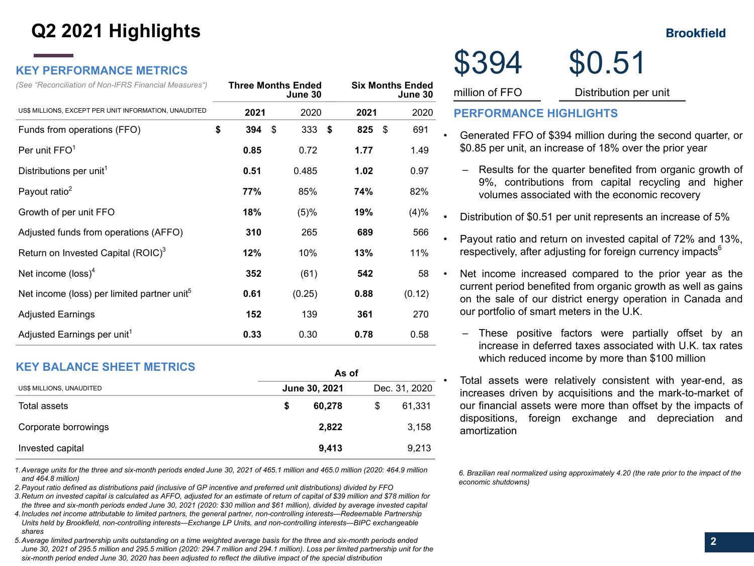# Q2 2021 Highlights

Brookfield

## KEY PERFORMANCE METRICS

*(See "Reconciliation of Non-IFRS Financial Measures")*

| US$ MILLIONS, EXCEPT PER UNIT INFORMATION, UNAUDITED | Three Months Ended June 30 | | Six Months Ended June 30 | |
|---|---|---|---|---|
| | **2021** | 2020 | **2021** | 2020 |
| Funds from operations (FFO) | **$ 394** | $ 333 | **$ 825** | $ 691 |
| Per unit FFO[1] | **0.85** | 0.72 | **1.77** | 1.49 |
| Distributions per unit[1] | **0.51** | 0.485 | **1.02** | 0.97 |
| Payout ratio[2] | **77%** | 85% | **74%** | 82% |
| Growth of per unit FFO | **18%** | (5)% | **19%** | (4)% |
| Adjusted funds from operations (AFFO) | **310** | 265 | **689** | 566 |
| Return on Invested Capital (ROIC)[3] | **12%** | 10% | **13%** | 11% |
| Net income (loss)[4] | **352** | (61) | **542** | 58 |
| Net income (loss) per limited partner unit[5] | **0.61** | (0.25) | **0.88** | (0.12) |
| Adjusted Earnings | **152** | 139 | **361** | 270 |
| Adjusted Earnings per unit[1] | **0.33** | 0.30 | **0.78** | 0.58 |

## KEY BALANCE SHEET METRICS

| US$ MILLIONS, UNAUDITED | As of | |
|---|---|---|
| | **June 30, 2021** | Dec. 31, 2020 |
| Total assets | **$ 60,278** | $ 61,331 |
| Corporate borrowings | **2,822** | 3,158 |
| Invested capital | **9,413** | 9,213 |

1. *Average units for the three and six-month periods ended June 30, 2021 of 465.1 million and 465.0 million (2020: 464.9 million and 464.8 million)*
2. *Payout ratio defined as distributions paid (inclusive of GP incentive and preferred unit distributions) divided by FFO*
3. *Return on invested capital is calculated as AFFO, adjusted for an estimate of return of capital of $39 million and $78 million for the three and six-month periods ended June 30, 2021 (2020: $30 million and $61 million), divided by average invested capital*
4. *Includes net income attributable to limited partners, the general partner, non-controlling interests—Redeemable Partnership Units held by Brookfield, non-controlling interests—Exchange LP Units, and non-controlling interests—BIPC exchangeable shares*
5. *Average limited partnership units outstanding on a time weighted average basis for the three and six-month periods ended June 30, 2021 of 295.5 million and 295.5 million (2020: 294.7 million and 294.1 million). Loss per limited partnership unit for the six-month period ended June 30, 2020 has been adjusted to reflect the dilutive impact of the special distribution*

**$394** million of FFO

**$0.51** Distribution per unit

## PERFORMANCE HIGHLIGHTS

- Generated FFO of $394 million during the second quarter, or $0.85 per unit, an increase of 18% over the prior year
  - Results for the quarter benefited from organic growth of 9%, contributions from capital recycling and higher volumes associated with the economic recovery
- Distribution of $0.51 per unit represents an increase of 5%
- Payout ratio and return on invested capital of 72% and 13%, respectively, after adjusting for foreign currency impacts[6]
- Net income increased compared to the prior year as the current period benefited from organic growth as well as gains on the sale of our district energy operation in Canada and our portfolio of smart meters in the U.K.
  - These positive factors were partially offset by an increase in deferred taxes associated with U.K. tax rates which reduced income by more than $100 million
- Total assets were relatively consistent with year-end, as increases driven by acquisitions and the mark-to-market of our financial assets were more than offset by the impacts of dispositions, foreign exchange and depreciation and amortization

6. *Brazilian real normalized using approximately 4.20 (the rate prior to the impact of the economic shutdowns)*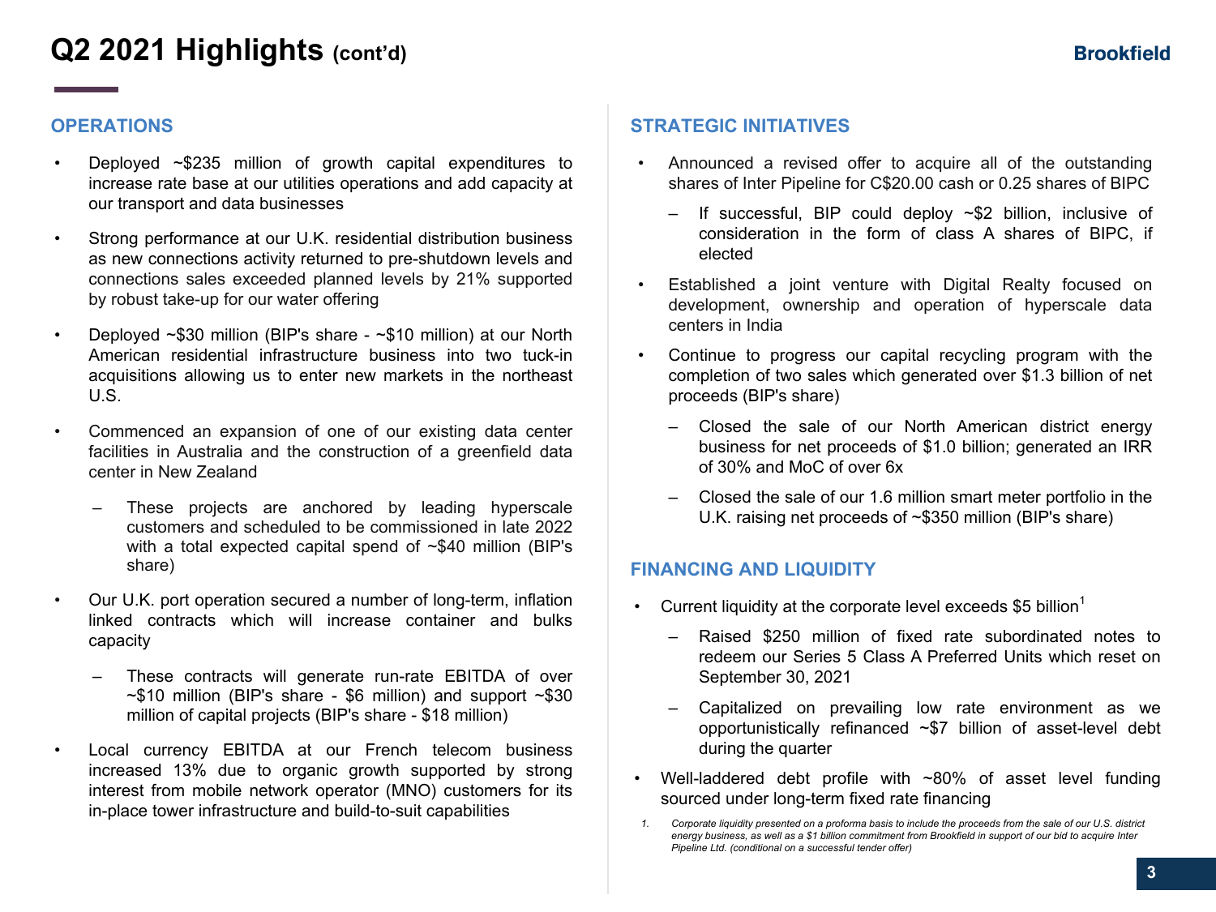# Q2 2021 Highlights (cont'd)

## OPERATIONS

- Deployed ~$235 million of growth capital expenditures to increase rate base at our utilities operations and add capacity at our transport and data businesses
- Strong performance at our U.K. residential distribution business as new connections activity returned to pre-shutdown levels and connections sales exceeded planned levels by 21% supported by robust take-up for our water offering
- Deployed ~$30 million (BIP's share - ~$10 million) at our North American residential infrastructure business into two tuck-in acquisitions allowing us to enter new markets in the northeast U.S.
- Commenced an expansion of one of our existing data center facilities in Australia and the construction of a greenfield data center in New Zealand
  - These projects are anchored by leading hyperscale customers and scheduled to be commissioned in late 2022 with a total expected capital spend of ~$40 million (BIP's share)
- Our U.K. port operation secured a number of long-term, inflation linked contracts which will increase container and bulks capacity
  - These contracts will generate run-rate EBITDA of over ~$10 million (BIP's share - $6 million) and support ~$30 million of capital projects (BIP's share - $18 million)
- Local currency EBITDA at our French telecom business increased 13% due to organic growth supported by strong interest from mobile network operator (MNO) customers for its in-place tower infrastructure and build-to-suit capabilities

## STRATEGIC INITIATIVES

- Announced a revised offer to acquire all of the outstanding shares of Inter Pipeline for C$20.00 cash or 0.25 shares of BIPC
  - If successful, BIP could deploy ~$2 billion, inclusive of consideration in the form of class A shares of BIPC, if elected
- Established a joint venture with Digital Realty focused on development, ownership and operation of hyperscale data centers in India
- Continue to progress our capital recycling program with the completion of two sales which generated over $1.3 billion of net proceeds (BIP's share)
  - Closed the sale of our North American district energy business for net proceeds of $1.0 billion; generated an IRR of 30% and MoC of over 6x
  - Closed the sale of our 1.6 million smart meter portfolio in the U.K. raising net proceeds of ~$350 million (BIP's share)

## FINANCING AND LIQUIDITY

- Current liquidity at the corporate level exceeds $5 billion[1]
  - Raised $250 million of fixed rate subordinated notes to redeem our Series 5 Class A Preferred Units which reset on September 30, 2021
  - Capitalized on prevailing low rate environment as we opportunistically refinanced ~$7 billion of asset-level debt during the quarter
- Well-laddered debt profile with ~80% of asset level funding sourced under long-term fixed rate financing

1. *Corporate liquidity presented on a proforma basis to include the proceeds from the sale of our U.S. district energy business, as well as a $1 billion commitment from Brookfield in support of our bid to acquire Inter Pipeline Ltd. (conditional on a successful tender offer)*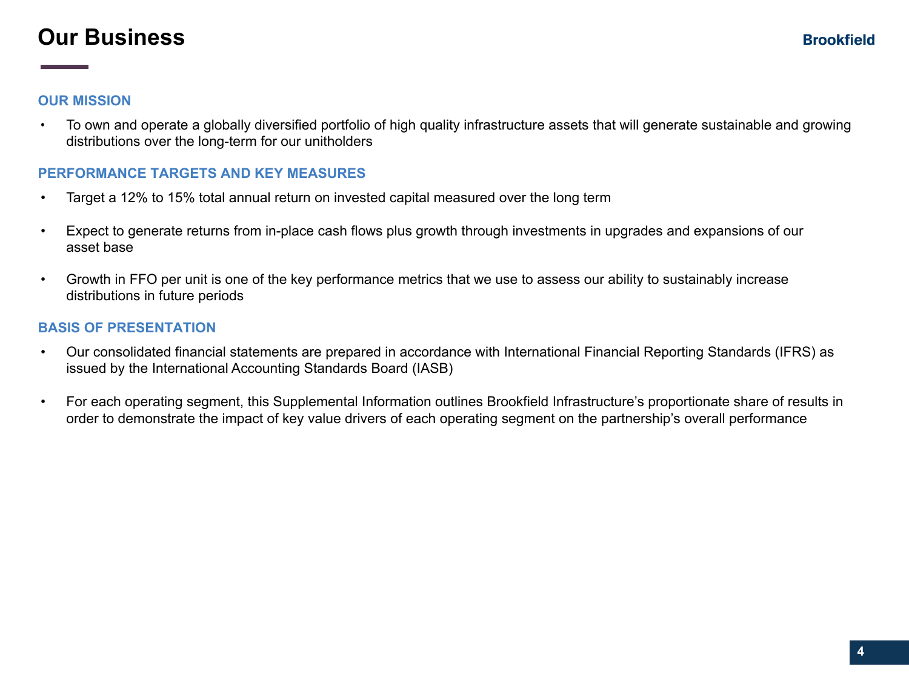# Our Business

## OUR MISSION

- To own and operate a globally diversified portfolio of high quality infrastructure assets that will generate sustainable and growing distributions over the long-term for our unitholders

## PERFORMANCE TARGETS AND KEY MEASURES

- Target a 12% to 15% total annual return on invested capital measured over the long term
- Expect to generate returns from in-place cash flows plus growth through investments in upgrades and expansions of our asset base
- Growth in FFO per unit is one of the key performance metrics that we use to assess our ability to sustainably increase distributions in future periods

## BASIS OF PRESENTATION

- Our consolidated financial statements are prepared in accordance with International Financial Reporting Standards (IFRS) as issued by the International Accounting Standards Board (IASB)
- For each operating segment, this Supplemental Information outlines Brookfield Infrastructure's proportionate share of results in order to demonstrate the impact of key value drivers of each operating segment on the partnership's overall performance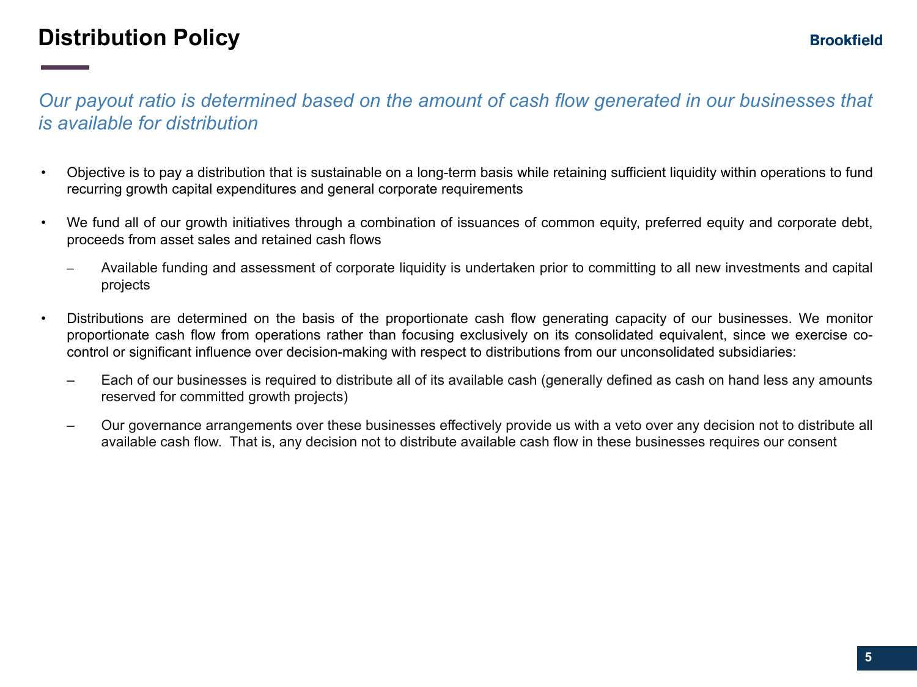# Distribution Policy

*Our payout ratio is determined based on the amount of cash flow generated in our businesses that is available for distribution*

- Objective is to pay a distribution that is sustainable on a long-term basis while retaining sufficient liquidity within operations to fund recurring growth capital expenditures and general corporate requirements
- We fund all of our growth initiatives through a combination of issuances of common equity, preferred equity and corporate debt, proceeds from asset sales and retained cash flows
  - Available funding and assessment of corporate liquidity is undertaken prior to committing to all new investments and capital projects
- Distributions are determined on the basis of the proportionate cash flow generating capacity of our businesses. We monitor proportionate cash flow from operations rather than focusing exclusively on its consolidated equivalent, since we exercise co-control or significant influence over decision-making with respect to distributions from our unconsolidated subsidiaries:
  - Each of our businesses is required to distribute all of its available cash (generally defined as cash on hand less any amounts reserved for committed growth projects)
  - Our governance arrangements over these businesses effectively provide us with a veto over any decision not to distribute all available cash flow. That is, any decision not to distribute available cash flow in these businesses requires our consent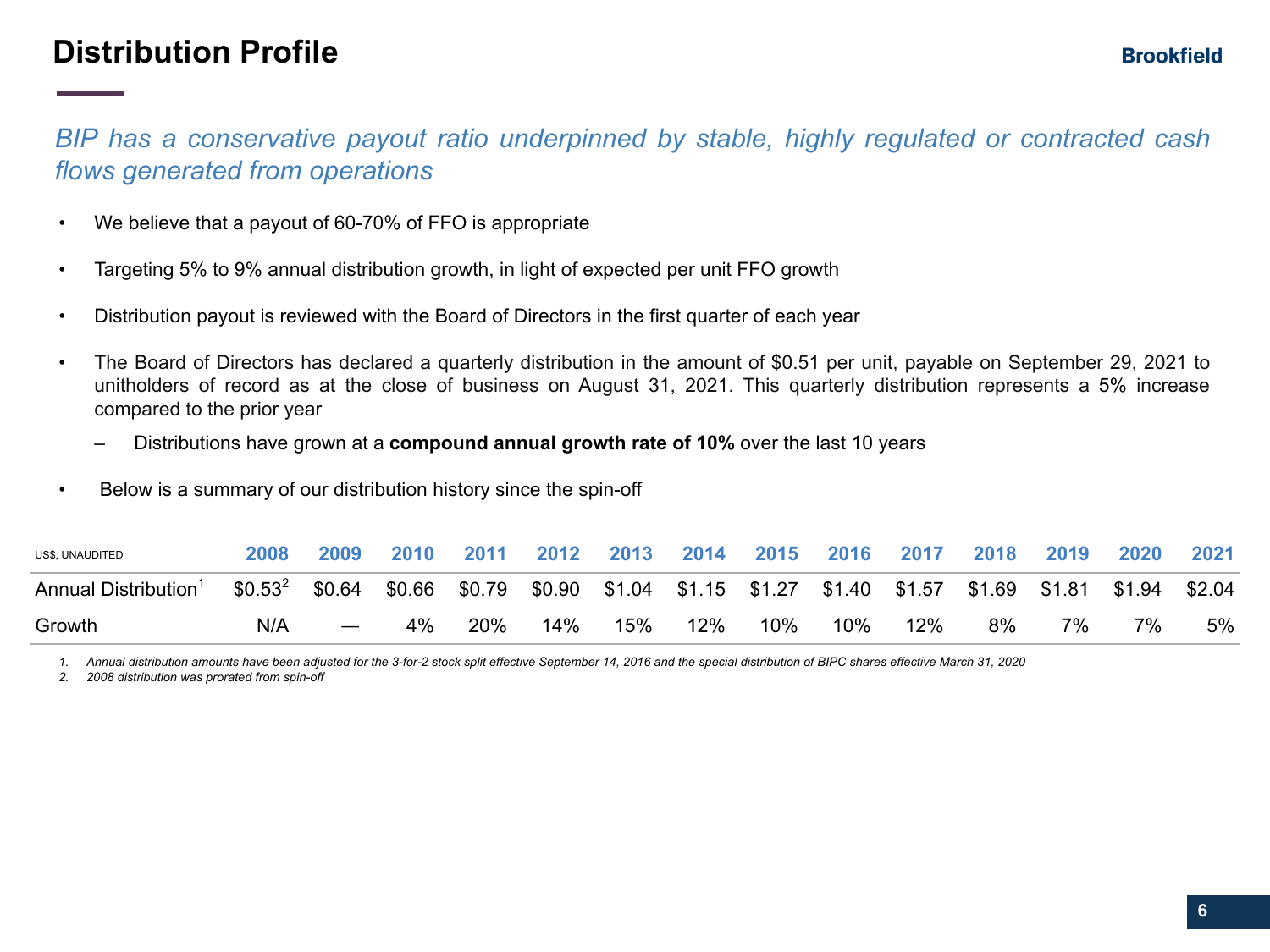# Distribution Profile

*BIP has a conservative payout ratio underpinned by stable, highly regulated or contracted cash flows generated from operations*

- We believe that a payout of 60-70% of FFO is appropriate
- Targeting 5% to 9% annual distribution growth, in light of expected per unit FFO growth
- Distribution payout is reviewed with the Board of Directors in the first quarter of each year
- The Board of Directors has declared a quarterly distribution in the amount of $0.51 per unit, payable on September 29, 2021 to unitholders of record as at the close of business on August 31, 2021. This quarterly distribution represents a 5% increase compared to the prior year
  - Distributions have grown at a **compound annual growth rate of 10%** over the last 10 years
- Below is a summary of our distribution history since the spin-off

| US$, UNAUDITED | 2008 | 2009 | 2010 | 2011 | 2012 | 2013 | 2014 | 2015 | 2016 | 2017 | 2018 | 2019 | 2020 | 2021 |
|---|---|---|---|---|---|---|---|---|---|---|---|---|---|---|
| Annual Distribution[1] | $0.53[2] | $0.64 | $0.66 | $0.79 | $0.90 | $1.04 | $1.15 | $1.27 | $1.40 | $1.57 | $1.69 | $1.81 | $1.94 | $2.04 |
| Growth | N/A | — | 4% | 20% | 14% | 15% | 12% | 10% | 10% | 12% | 8% | 7% | 7% | 5% |

1. *Annual distribution amounts have been adjusted for the 3-for-2 stock split effective September 14, 2016 and the special distribution of BIPC shares effective March 31, 2020*
2. *2008 distribution was prorated from spin-off*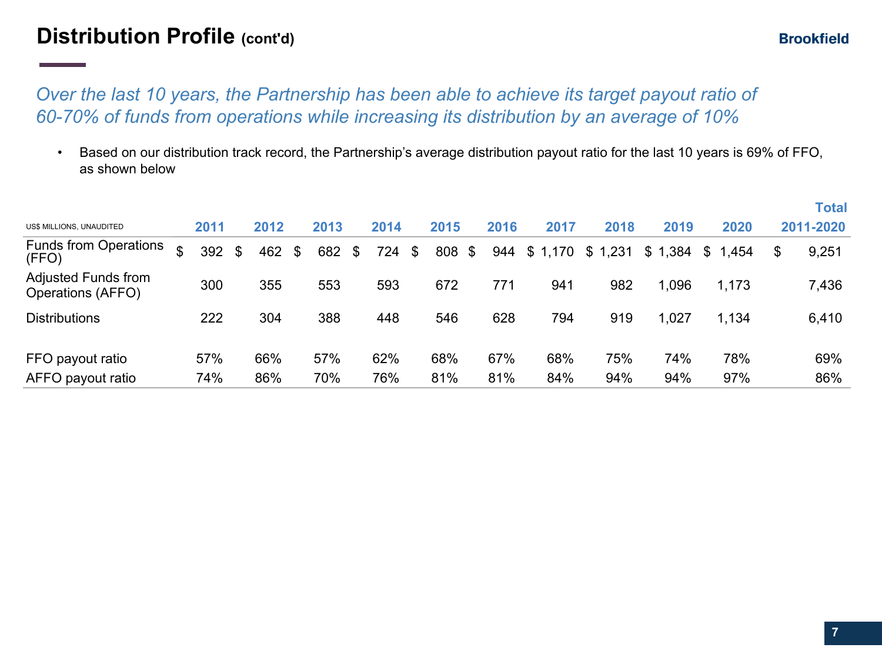# Distribution Profile (cont'd)

*Over the last 10 years, the Partnership has been able to achieve its target payout ratio of 60-70% of funds from operations while increasing its distribution by an average of 10%*

- Based on our distribution track record, the Partnership's average distribution payout ratio for the last 10 years is 69% of FFO, as shown below

| US$ MILLIONS, UNAUDITED | 2011 | 2012 | 2013 | 2014 | 2015 | 2016 | 2017 | 2018 | 2019 | 2020 | Total 2011-2020 |
|---|---|---|---|---|---|---|---|---|---|---|---|
| Funds from Operations (FFO) | $ 392 | $ 462 | $ 682 | $ 724 | $ 808 | $ 944 | $ 1,170 | $ 1,231 | $ 1,384 | $ 1,454 | $ 9,251 |
| Adjusted Funds from Operations (AFFO) | 300 | 355 | 553 | 593 | 672 | 771 | 941 | 982 | 1,096 | 1,173 | 7,436 |
| Distributions | 222 | 304 | 388 | 448 | 546 | 628 | 794 | 919 | 1,027 | 1,134 | 6,410 |
| FFO payout ratio | 57% | 66% | 57% | 62% | 68% | 67% | 68% | 75% | 74% | 78% | 69% |
| AFFO payout ratio | 74% | 86% | 70% | 76% | 81% | 81% | 84% | 94% | 94% | 97% | 86% |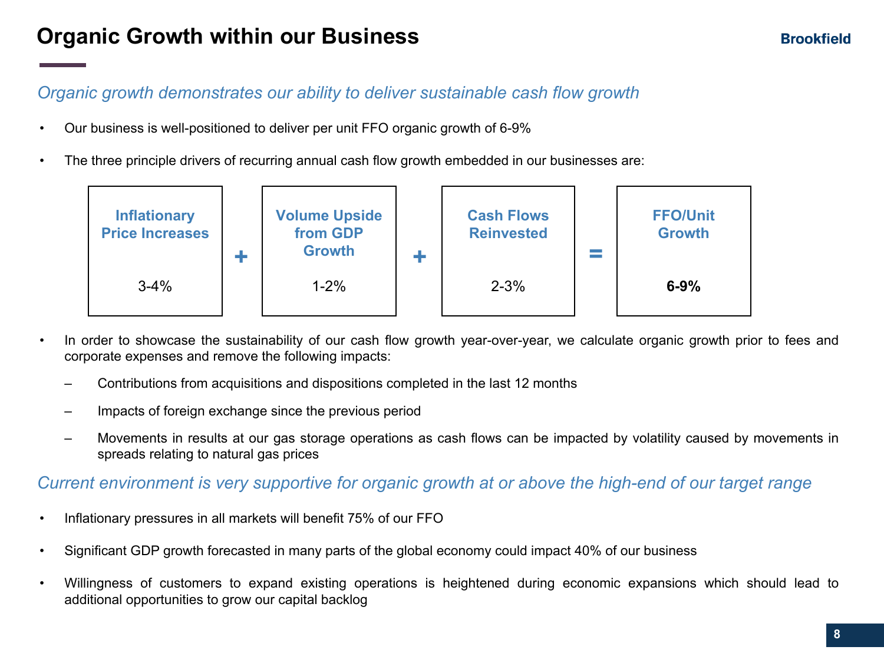# Organic Growth within our Business

*Organic growth demonstrates our ability to deliver sustainable cash flow growth*

- Our business is well-positioned to deliver per unit FFO organic growth of 6-9%
- The three principle drivers of recurring annual cash flow growth embedded in our businesses are:

| Inflationary Price Increases | | Volume Upside from GDP Growth | | Cash Flows Reinvested | | FFO/Unit Growth |
|---|---|---|---|---|---|---|
| 3-4% | + | 1-2% | + | 2-3% | = | **6-9%** |

- In order to showcase the sustainability of our cash flow growth year-over-year, we calculate organic growth prior to fees and corporate expenses and remove the following impacts:
  - Contributions from acquisitions and dispositions completed in the last 12 months
  - Impacts of foreign exchange since the previous period
  - Movements in results at our gas storage operations as cash flows can be impacted by volatility caused by movements in spreads relating to natural gas prices

*Current environment is very supportive for organic growth at or above the high-end of our target range*

- Inflationary pressures in all markets will benefit 75% of our FFO
- Significant GDP growth forecasted in many parts of the global economy could impact 40% of our business
- Willingness of customers to expand existing operations is heightened during economic expansions which should lead to additional opportunities to grow our capital backlog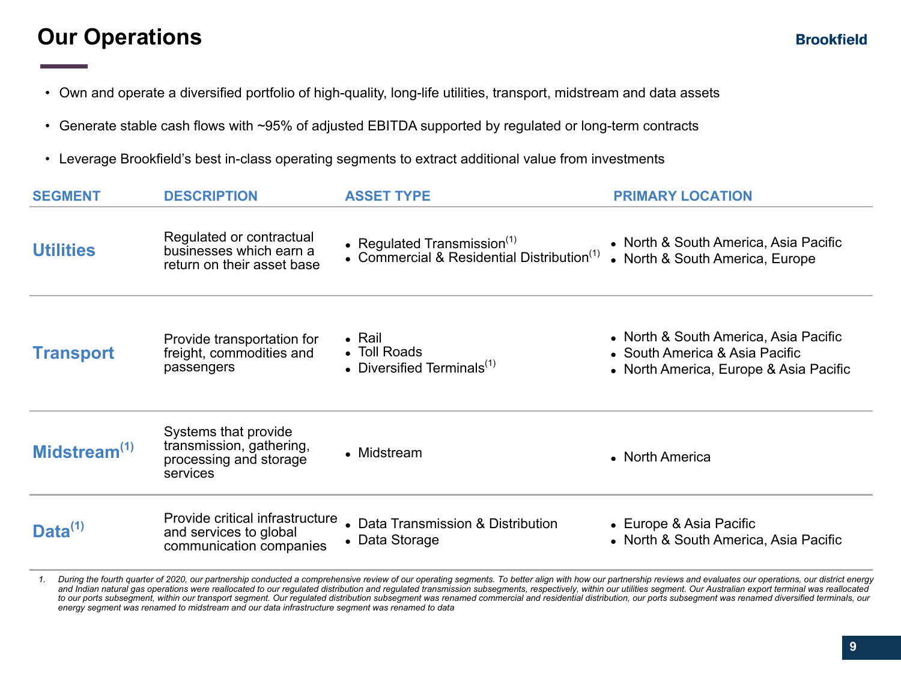# Our Operations

- Own and operate a diversified portfolio of high-quality, long-life utilities, transport, midstream and data assets
- Generate stable cash flows with ~95% of adjusted EBITDA supported by regulated or long-term contracts
- Leverage Brookfield's best in-class operating segments to extract additional value from investments

| SEGMENT | DESCRIPTION | ASSET TYPE | PRIMARY LOCATION |
|---|---|---|---|
| **Utilities** | Regulated or contractual businesses which earn a return on their asset base | • Regulated Transmission[1]<br>• Commercial & Residential Distribution[1] | • North & South America, Asia Pacific<br>• North & South America, Europe |
| **Transport** | Provide transportation for freight, commodities and passengers | • Rail<br>• Toll Roads<br>• Diversified Terminals[1] | • North & South America, Asia Pacific<br>• South America & Asia Pacific<br>• North America, Europe & Asia Pacific |
| **Midstream[1]** | Systems that provide transmission, gathering, processing and storage services | • Midstream | • North America |
| **Data[1]** | Provide critical infrastructure and services to global communication companies | • Data Transmission & Distribution<br>• Data Storage | • Europe & Asia Pacific<br>• North & South America, Asia Pacific |

*1. During the fourth quarter of 2020, our partnership conducted a comprehensive review of our operating segments. To better align with how our partnership reviews and evaluates our operations, our district energy and Indian natural gas operations were reallocated to our regulated distribution and regulated transmission subsegments, respectively, within our utilities segment. Our Australian export terminal was reallocated to our ports subsegment, within our transport segment. Our regulated distribution subsegment was renamed commercial and residential distribution, our ports subsegment was renamed diversified terminals, our energy segment was renamed to midstream and our data infrastructure segment was renamed to data*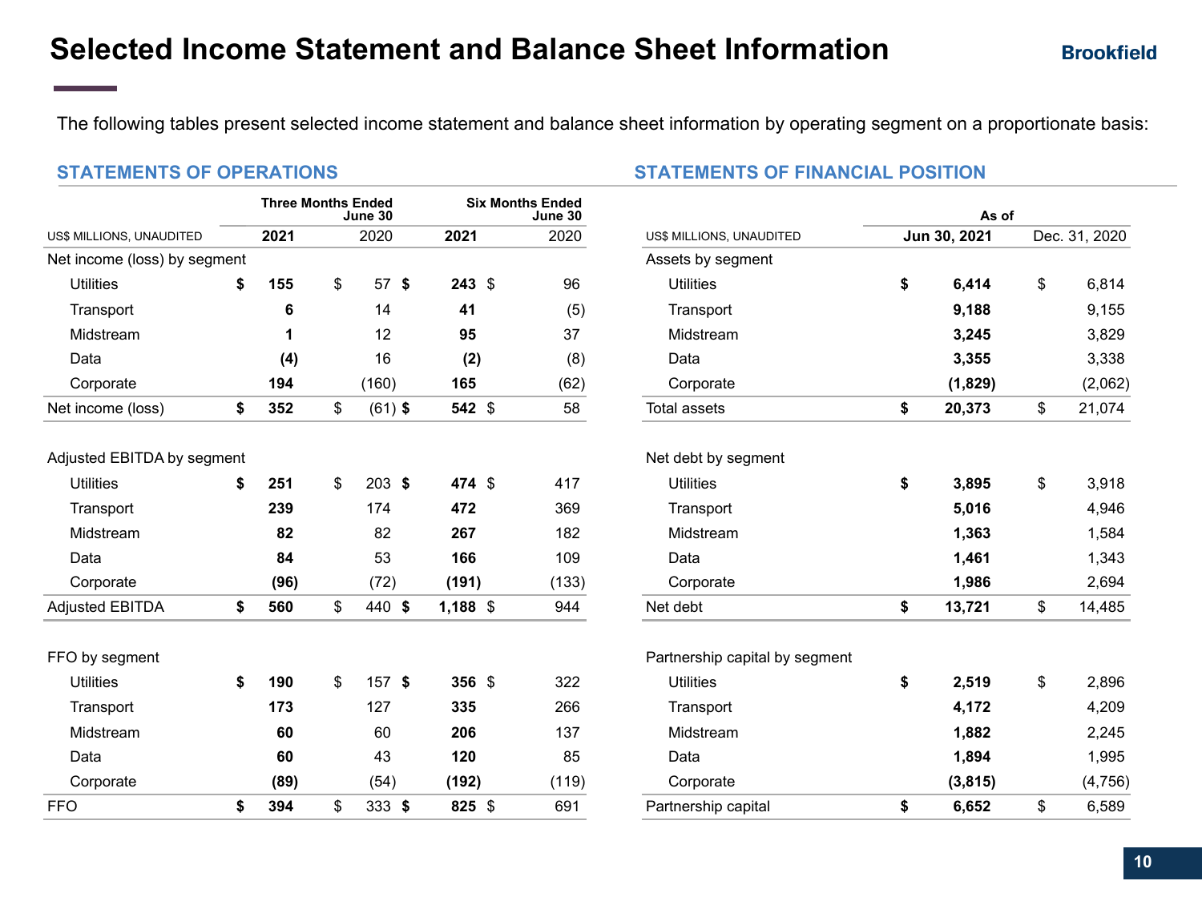# Selected Income Statement and Balance Sheet Information

Brookfield

The following tables present selected income statement and balance sheet information by operating segment on a proportionate basis:

## STATEMENTS OF OPERATIONS

| US$ MILLIONS, UNAUDITED | Three Months Ended June 30 2021 | Three Months Ended June 30 2020 | Six Months Ended June 30 2021 | Six Months Ended June 30 2020 |
|---|---|---|---|---|
| **Net income (loss) by segment** | | | | |
| Utilities | **$ 155** | $ 57 | **$ 243** | $ 96 |
| Transport | **6** | 14 | **41** | (5) |
| Midstream | **1** | 12 | **95** | 37 |
| Data | **(4)** | 16 | **(2)** | (8) |
| Corporate | **194** | (160) | **165** | (62) |
| Net income (loss) | **$ 352** | $ (61) | **$ 542** | $ 58 |
| **Adjusted EBITDA by segment** | | | | |
| Utilities | **$ 251** | $ 203 | **$ 474** | $ 417 |
| Transport | **239** | 174 | **472** | 369 |
| Midstream | **82** | 82 | **267** | 182 |
| Data | **84** | 53 | **166** | 109 |
| Corporate | **(96)** | (72) | **(191)** | (133) |
| Adjusted EBITDA | **$ 560** | $ 440 | **$ 1,188** | $ 944 |
| **FFO by segment** | | | | |
| Utilities | **$ 190** | $ 157 | **$ 356** | $ 322 |
| Transport | **173** | 127 | **335** | 266 |
| Midstream | **60** | 60 | **206** | 137 |
| Data | **60** | 43 | **120** | 85 |
| Corporate | **(89)** | (54) | **(192)** | (119) |
| FFO | **$ 394** | $ 333 | **$ 825** | $ 691 |

## STATEMENTS OF FINANCIAL POSITION

| US$ MILLIONS, UNAUDITED | As of Jun 30, 2021 | As of Dec. 31, 2020 |
|---|---|---|
| **Assets by segment** | | |
| Utilities | **$ 6,414** | $ 6,814 |
| Transport | **9,188** | 9,155 |
| Midstream | **3,245** | 3,829 |
| Data | **3,355** | 3,338 |
| Corporate | **(1,829)** | (2,062) |
| Total assets | **$ 20,373** | $ 21,074 |
| **Net debt by segment** | | |
| Utilities | **$ 3,895** | $ 3,918 |
| Transport | **5,016** | 4,946 |
| Midstream | **1,363** | 1,584 |
| Data | **1,461** | 1,343 |
| Corporate | **1,986** | 2,694 |
| Net debt | **$ 13,721** | $ 14,485 |
| **Partnership capital by segment** | | |
| Utilities | **$ 2,519** | $ 2,896 |
| Transport | **4,172** | 4,209 |
| Midstream | **1,882** | 2,245 |
| Data | **1,894** | 1,995 |
| Corporate | **(3,815)** | (4,756) |
| Partnership capital | **$ 6,652** | $ 6,589 |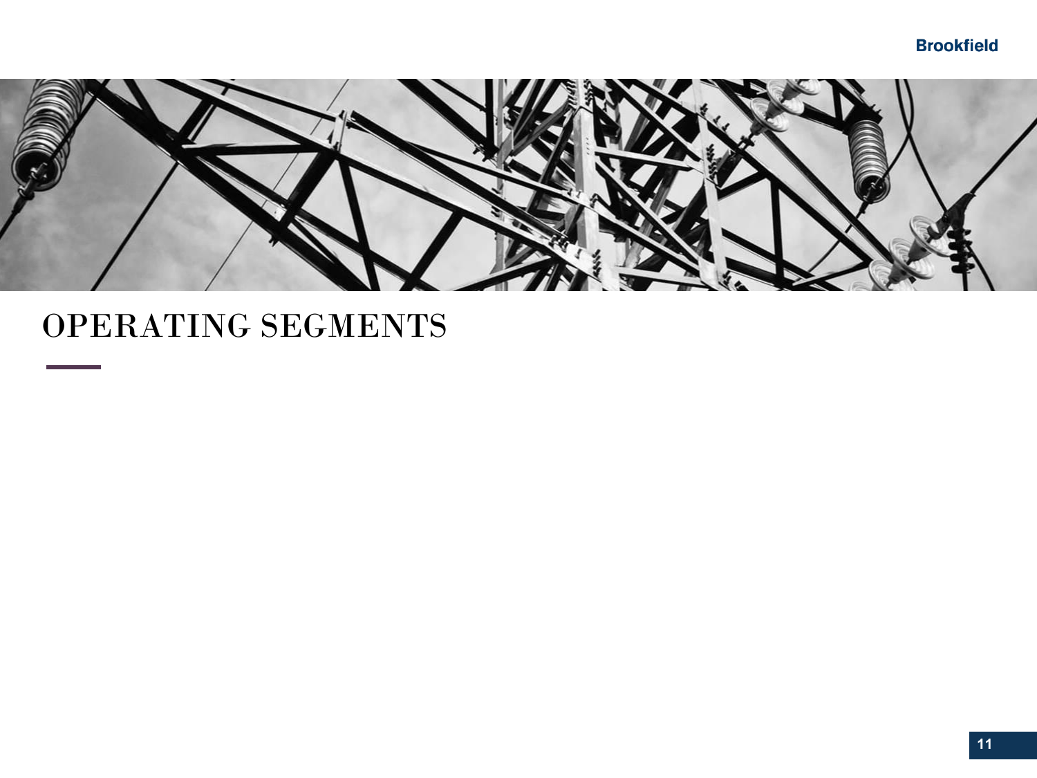# OPERATING SEGMENTS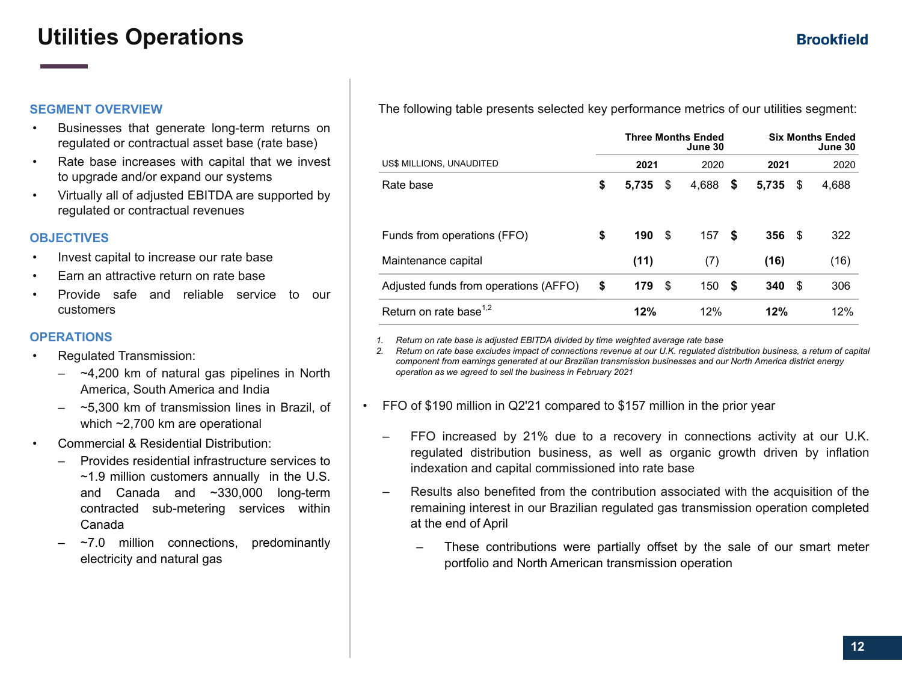# Utilities Operations

### SEGMENT OVERVIEW

- Businesses that generate long-term returns on regulated or contractual asset base (rate base)
- Rate base increases with capital that we invest to upgrade and/or expand our systems
- Virtually all of adjusted EBITDA are supported by regulated or contractual revenues

### OBJECTIVES

- Invest capital to increase our rate base
- Earn an attractive return on rate base
- Provide safe and reliable service to our customers

### OPERATIONS

- Regulated Transmission:
  - ~4,200 km of natural gas pipelines in North America, South America and India
  - ~5,300 km of transmission lines in Brazil, of which ~2,700 km are operational
- Commercial & Residential Distribution:
  - Provides residential infrastructure services to ~1.9 million customers annually in the U.S. and Canada and ~330,000 long-term contracted sub-metering services within Canada
  - ~7.0 million connections, predominantly electricity and natural gas

The following table presents selected key performance metrics of our utilities segment:

| | Three Months Ended June 30 | | Six Months Ended June 30 | |
|---|---|---|---|---|
| US$ MILLIONS, UNAUDITED | **2021** | 2020 | **2021** | 2020 |
| Rate base | **$ 5,735** | $ 4,688 | **$ 5,735** | $ 4,688 |
| Funds from operations (FFO) | **$ 190** | $ 157 | **$ 356** | $ 322 |
| Maintenance capital | **(11)** | (7) | **(16)** | (16) |
| Adjusted funds from operations (AFFO) | **$ 179** | $ 150 | **$ 340** | $ 306 |
| Return on rate base[1,2] | **12%** | 12% | **12%** | 12% |

1. *Return on rate base is adjusted EBITDA divided by time weighted average rate base*
2. *Return on rate base excludes impact of connections revenue at our U.K. regulated distribution business, a return of capital component from earnings generated at our Brazilian transmission businesses and our North America district energy operation as we agreed to sell the business in February 2021*

- FFO of $190 million in Q2'21 compared to $157 million in the prior year
  - FFO increased by 21% due to a recovery in connections activity at our U.K. regulated distribution business, as well as organic growth driven by inflation indexation and capital commissioned into rate base
  - Results also benefited from the contribution associated with the acquisition of the remaining interest in our Brazilian regulated gas transmission operation completed at the end of April
    - These contributions were partially offset by the sale of our smart meter portfolio and North American transmission operation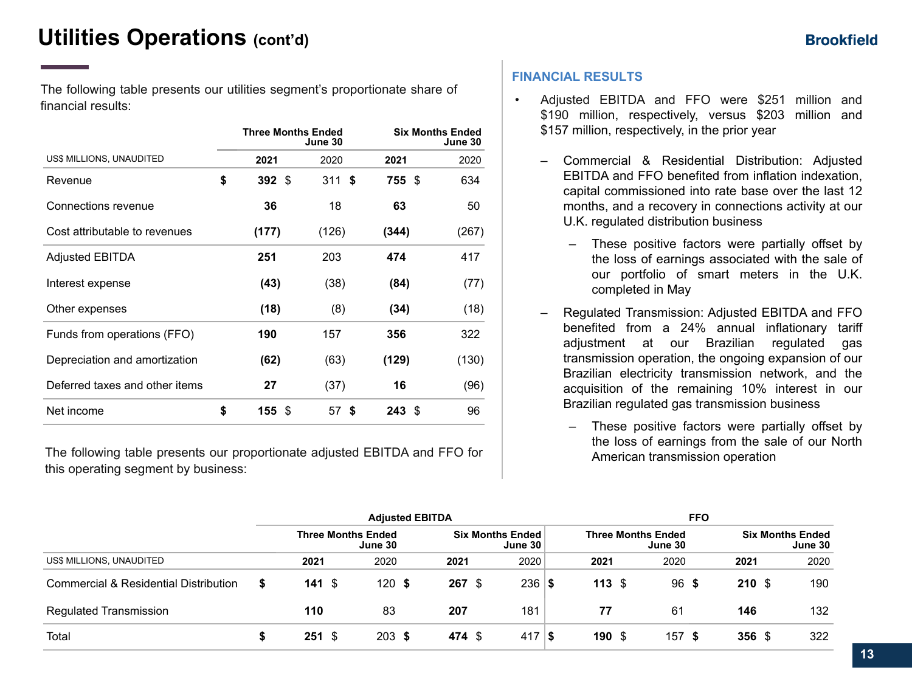# Utilities Operations (cont'd)

The following table presents our utilities segment's proportionate share of financial results:

| US$ MILLIONS, UNAUDITED | Three Months Ended June 30 | | Six Months Ended June 30 | |
|---|---|---|---|---|
| | **2021** | 2020 | **2021** | 2020 |
| Revenue | **$ 392** | $ 311 | **$ 755** | $ 634 |
| Connections revenue | **36** | 18 | **63** | 50 |
| Cost attributable to revenues | **(177)** | (126) | **(344)** | (267) |
| Adjusted EBITDA | **251** | 203 | **474** | 417 |
| Interest expense | **(43)** | (38) | **(84)** | (77) |
| Other expenses | **(18)** | (8) | **(34)** | (18) |
| Funds from operations (FFO) | **190** | 157 | **356** | 322 |
| Depreciation and amortization | **(62)** | (63) | **(129)** | (130) |
| Deferred taxes and other items | **27** | (37) | **16** | (96) |
| Net income | **$ 155** | $ 57 | **$ 243** | $ 96 |

The following table presents our proportionate adjusted EBITDA and FFO for this operating segment by business:

| | Adjusted EBITDA | | | | FFO | | | |
|---|---|---|---|---|---|---|---|---|
| US$ MILLIONS, UNAUDITED | Three Months Ended June 30 | | Six Months Ended June 30 | | Three Months Ended June 30 | | Six Months Ended June 30 | |
| | **2021** | 2020 | **2021** | 2020 | **2021** | 2020 | **2021** | 2020 |
| Commercial & Residential Distribution | **$ 141** | $ 120 | **$ 267** | $ 236 | **$ 113** | $ 96 | **$ 210** | $ 190 |
| Regulated Transmission | **110** | 83 | **207** | 181 | **77** | 61 | **146** | 132 |
| Total | **$ 251** | $ 203 | **$ 474** | $ 417 | **$ 190** | $ 157 | **$ 356** | $ 322 |

## FINANCIAL RESULTS

- Adjusted EBITDA and FFO were $251 million and $190 million, respectively, versus $203 million and $157 million, respectively, in the prior year
  - Commercial & Residential Distribution: Adjusted EBITDA and FFO benefited from inflation indexation, capital commissioned into rate base over the last 12 months, and a recovery in connections activity at our U.K. regulated distribution business
    - These positive factors were partially offset by the loss of earnings associated with the sale of our portfolio of smart meters in the U.K. completed in May
  - Regulated Transmission: Adjusted EBITDA and FFO benefited from a 24% annual inflationary tariff adjustment at our Brazilian regulated gas transmission operation, the ongoing expansion of our Brazilian electricity transmission network, and the acquisition of the remaining 10% interest in our Brazilian regulated gas transmission business
    - These positive factors were partially offset by the loss of earnings from the sale of our North American transmission operation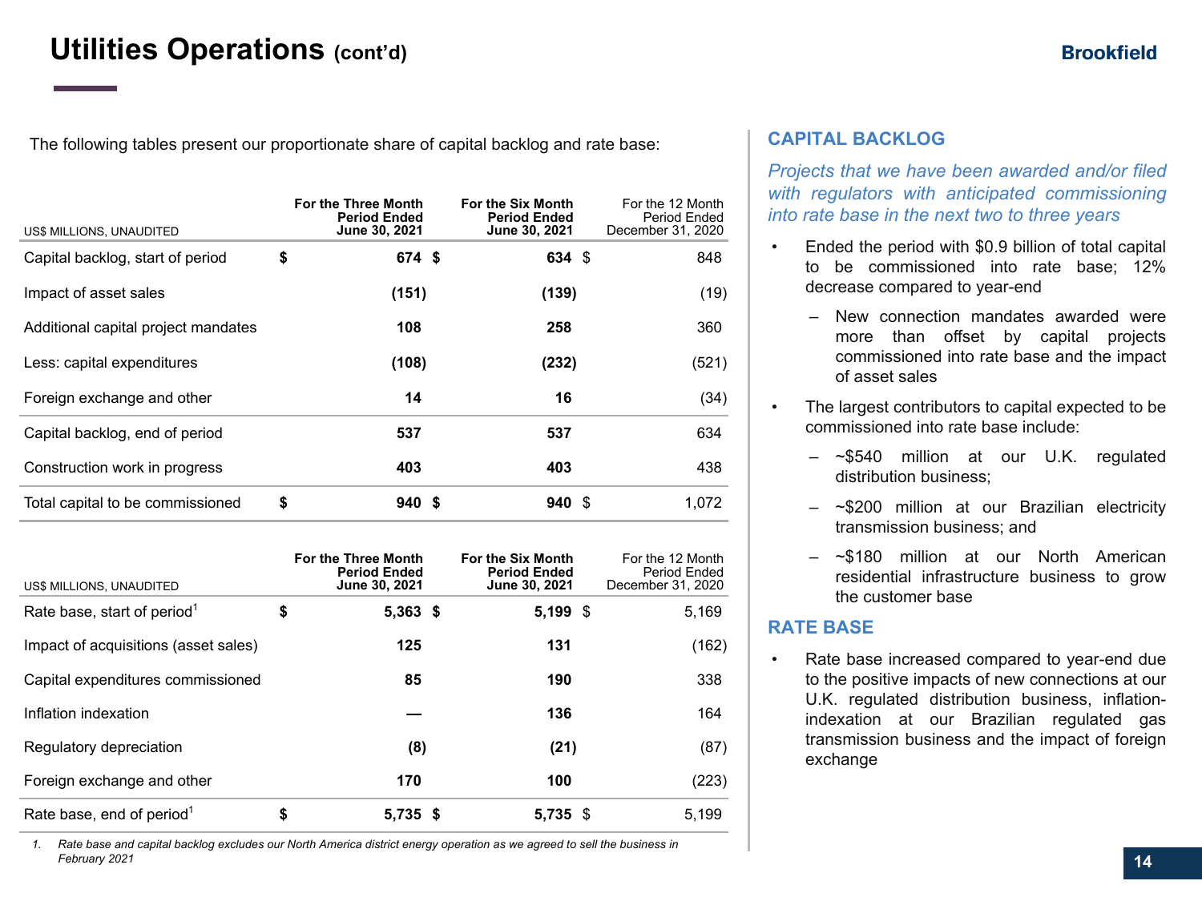# Utilities Operations (cont'd)

The following tables present our proportionate share of capital backlog and rate base:

| US$ MILLIONS, UNAUDITED | For the Three Month Period Ended June 30, 2021 | For the Six Month Period Ended June 30, 2021 | For the 12 Month Period Ended December 31, 2020 |
|---|---|---|---|
| Capital backlog, start of period | $ 674 | $ 634 | $ 848 |
| Impact of asset sales | (151) | (139) | (19) |
| Additional capital project mandates | 108 | 258 | 360 |
| Less: capital expenditures | (108) | (232) | (521) |
| Foreign exchange and other | 14 | 16 | (34) |
| Capital backlog, end of period | 537 | 537 | 634 |
| Construction work in progress | 403 | 403 | 438 |
| Total capital to be commissioned | $ 940 | $ 940 | $ 1,072 |

| US$ MILLIONS, UNAUDITED | For the Three Month Period Ended June 30, 2021 | For the Six Month Period Ended June 30, 2021 | For the 12 Month Period Ended December 31, 2020 |
|---|---|---|---|
| Rate base, start of period[1] | $ 5,363 | $ 5,199 | $ 5,169 |
| Impact of acquisitions (asset sales) | 125 | 131 | (162) |
| Capital expenditures commissioned | 85 | 190 | 338 |
| Inflation indexation | — | 136 | 164 |
| Regulatory depreciation | (8) | (21) | (87) |
| Foreign exchange and other | 170 | 100 | (223) |
| Rate base, end of period[1] | $ 5,735 | $ 5,735 | $ 5,199 |

1. *Rate base and capital backlog excludes our North America district energy operation as we agreed to sell the business in February 2021*

## CAPITAL BACKLOG

*Projects that we have been awarded and/or filed with regulators with anticipated commissioning into rate base in the next two to three years*

- Ended the period with $0.9 billion of total capital to be commissioned into rate base; 12% decrease compared to year-end
  - New connection mandates awarded were more than offset by capital projects commissioned into rate base and the impact of asset sales
- The largest contributors to capital expected to be commissioned into rate base include:
  - ~$540 million at our U.K. regulated distribution business;
  - ~$200 million at our Brazilian electricity transmission business; and
  - ~$180 million at our North American residential infrastructure business to grow the customer base

## RATE BASE

- Rate base increased compared to year-end due to the positive impacts of new connections at our U.K. regulated distribution business, inflation-indexation at our Brazilian regulated gas transmission business and the impact of foreign exchange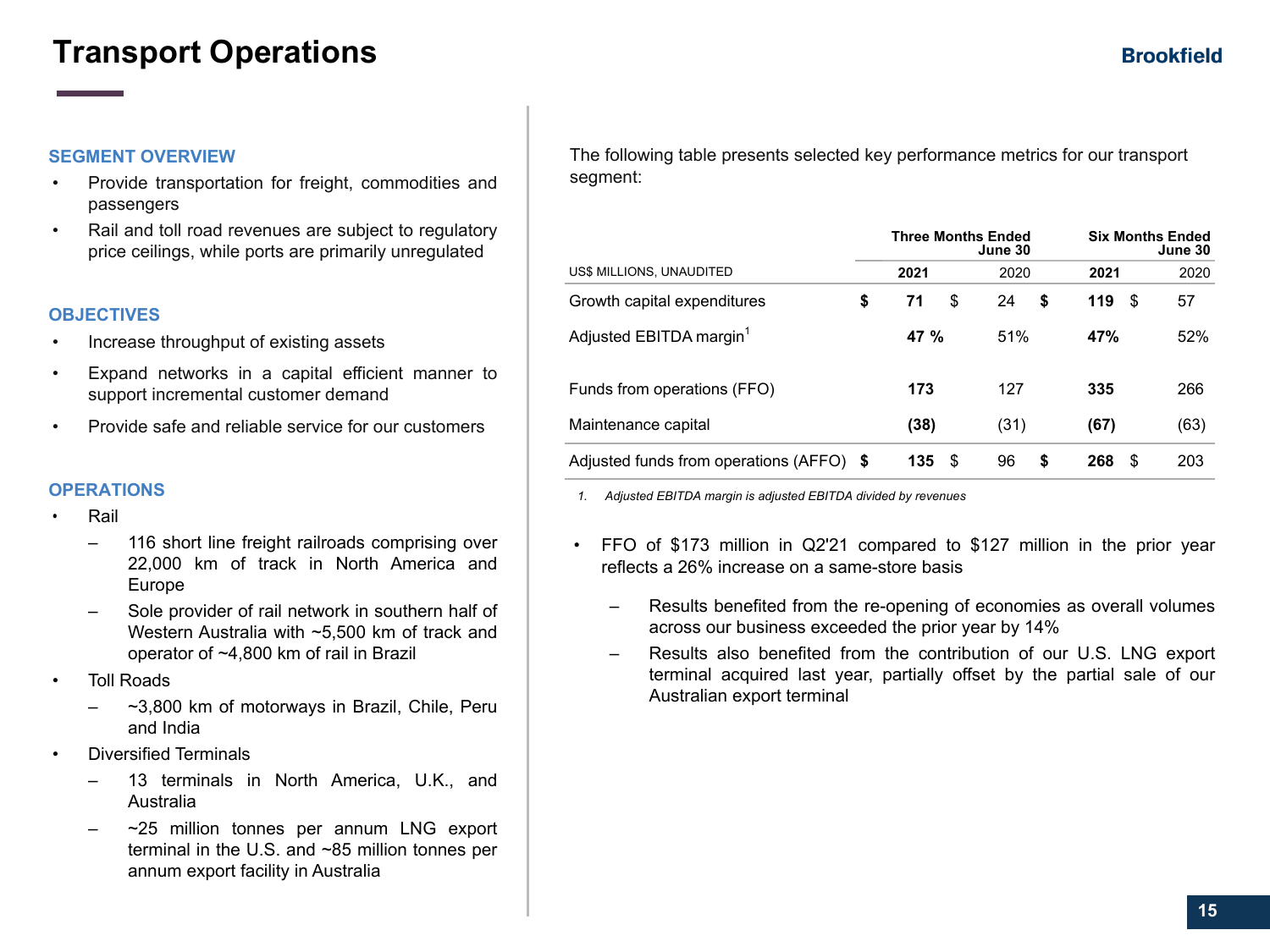# Transport Operations

### SEGMENT OVERVIEW

- Provide transportation for freight, commodities and passengers
- Rail and toll road revenues are subject to regulatory price ceilings, while ports are primarily unregulated

### OBJECTIVES

- Increase throughput of existing assets
- Expand networks in a capital efficient manner to support incremental customer demand
- Provide safe and reliable service for our customers

### OPERATIONS

- Rail
  - 116 short line freight railroads comprising over 22,000 km of track in North America and Europe
  - Sole provider of rail network in southern half of Western Australia with ~5,500 km of track and operator of ~4,800 km of rail in Brazil
- Toll Roads
  - ~3,800 km of motorways in Brazil, Chile, Peru and India
- Diversified Terminals
  - 13 terminals in North America, U.K., and Australia
  - ~25 million tonnes per annum LNG export terminal in the U.S. and ~85 million tonnes per annum export facility in Australia

The following table presents selected key performance metrics for our transport segment:

| US$ MILLIONS, UNAUDITED | Three Months Ended June 30 | | Six Months Ended June 30 | |
|---|---|---|---|---|
| | **2021** | 2020 | **2021** | 2020 |
| Growth capital expenditures | **$ 71** | $ 24 | **$ 119** | $ 57 |
| Adjusted EBITDA margin[1] | **47 %** | 51% | **47%** | 52% |
| Funds from operations (FFO) | **173** | 127 | **335** | 266 |
| Maintenance capital | **(38)** | (31) | **(67)** | (63) |
| Adjusted funds from operations (AFFO) | **$ 135** | $ 96 | **$ 268** | $ 203 |

1. *Adjusted EBITDA margin is adjusted EBITDA divided by revenues*

- FFO of $173 million in Q2'21 compared to $127 million in the prior year reflects a 26% increase on a same-store basis
  - Results benefited from the re-opening of economies as overall volumes across our business exceeded the prior year by 14%
  - Results also benefited from the contribution of our U.S. LNG export terminal acquired last year, partially offset by the partial sale of our Australian export terminal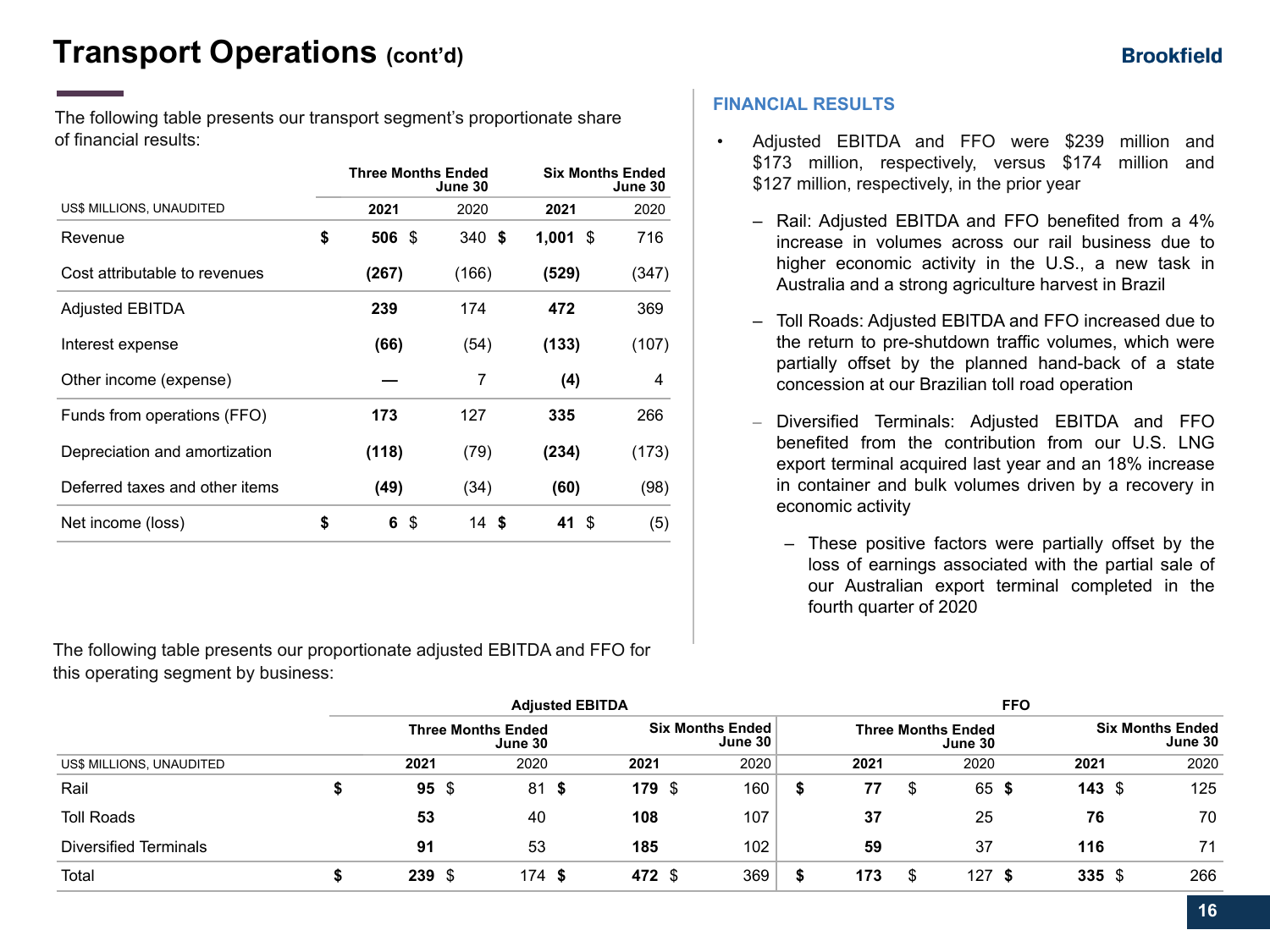# Transport Operations (cont'd)

The following table presents our transport segment's proportionate share of financial results:

| US$ MILLIONS, UNAUDITED | Three Months Ended June 30 | | Six Months Ended June 30 | |
|---|---|---|---|---|
| | **2021** | 2020 | **2021** | 2020 |
| Revenue | **$ 506** | $ 340 | **$ 1,001** | $ 716 |
| Cost attributable to revenues | **(267)** | (166) | **(529)** | (347) |
| Adjusted EBITDA | **239** | 174 | **472** | 369 |
| Interest expense | **(66)** | (54) | **(133)** | (107) |
| Other income (expense) | **—** | 7 | **(4)** | 4 |
| Funds from operations (FFO) | **173** | 127 | **335** | 266 |
| Depreciation and amortization | **(118)** | (79) | **(234)** | (173) |
| Deferred taxes and other items | **(49)** | (34) | **(60)** | (98) |
| Net income (loss) | **$ 6** | $ 14 | **$ 41** | $ (5) |

## FINANCIAL RESULTS

- Adjusted EBITDA and FFO were $239 million and $173 million, respectively, versus $174 million and $127 million, respectively, in the prior year
  - Rail: Adjusted EBITDA and FFO benefited from a 4% increase in volumes across our rail business due to higher economic activity in the U.S., a new task in Australia and a strong agriculture harvest in Brazil
  - Toll Roads: Adjusted EBITDA and FFO increased due to the return to pre-shutdown traffic volumes, which were partially offset by the planned hand-back of a state concession at our Brazilian toll road operation
  - Diversified Terminals: Adjusted EBITDA and FFO benefited from the contribution from our U.S. LNG export terminal acquired last year and an 18% increase in container and bulk volumes driven by a recovery in economic activity
    - These positive factors were partially offset by the loss of earnings associated with the partial sale of our Australian export terminal completed in the fourth quarter of 2020

The following table presents our proportionate adjusted EBITDA and FFO for this operating segment by business:

| US$ MILLIONS, UNAUDITED | Adjusted EBITDA | | | | FFO | | | |
|---|---|---|---|---|---|---|---|---|
| | Three Months Ended June 30 | | Six Months Ended June 30 | | Three Months Ended June 30 | | Six Months Ended June 30 | |
| | **2021** | 2020 | **2021** | 2020 | **2021** | 2020 | **2021** | 2020 |
| Rail | **$ 95** | $ 81 | **$ 179** | $ 160 | **$ 77** | $ 65 | **$ 143** | $ 125 |
| Toll Roads | **53** | 40 | **108** | 107 | **37** | 25 | **76** | 70 |
| Diversified Terminals | **91** | 53 | **185** | 102 | **59** | 37 | **116** | 71 |
| Total | **$ 239** | $ 174 | **$ 472** | $ 369 | **$ 173** | $ 127 | **$ 335** | $ 266 |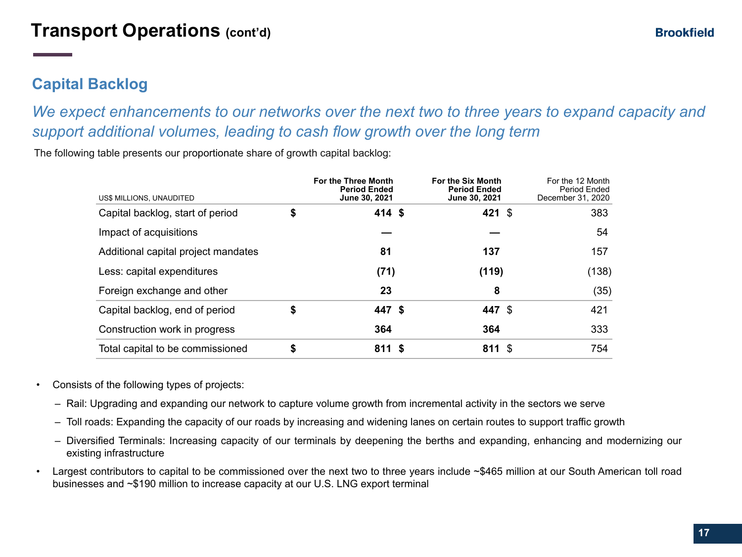# Transport Operations (cont'd)

## Capital Backlog

*We expect enhancements to our networks over the next two to three years to expand capacity and support additional volumes, leading to cash flow growth over the long term*

The following table presents our proportionate share of growth capital backlog:

| US$ MILLIONS, UNAUDITED | For the Three Month Period Ended June 30, 2021 | For the Six Month Period Ended June 30, 2021 | For the 12 Month Period Ended December 31, 2020 |
|---|---|---|---|
| Capital backlog, start of period | **$ 414** | **$ 421** | $ 383 |
| Impact of acquisitions | **—** | **—** | 54 |
| Additional capital project mandates | **81** | **137** | 157 |
| Less: capital expenditures | **(71)** | **(119)** | (138) |
| Foreign exchange and other | **23** | **8** | (35) |
| Capital backlog, end of period | **$ 447** | **$ 447** | $ 421 |
| Construction work in progress | **364** | **364** | 333 |
| Total capital to be commissioned | **$ 811** | **$ 811** | $ 754 |

- Consists of the following types of projects:
  - Rail: Upgrading and expanding our network to capture volume growth from incremental activity in the sectors we serve
  - Toll roads: Expanding the capacity of our roads by increasing and widening lanes on certain routes to support traffic growth
  - Diversified Terminals: Increasing capacity of our terminals by deepening the berths and expanding, enhancing and modernizing our existing infrastructure
- Largest contributors to capital to be commissioned over the next two to three years include ~$465 million at our South American toll road businesses and ~$190 million to increase capacity at our U.S. LNG export terminal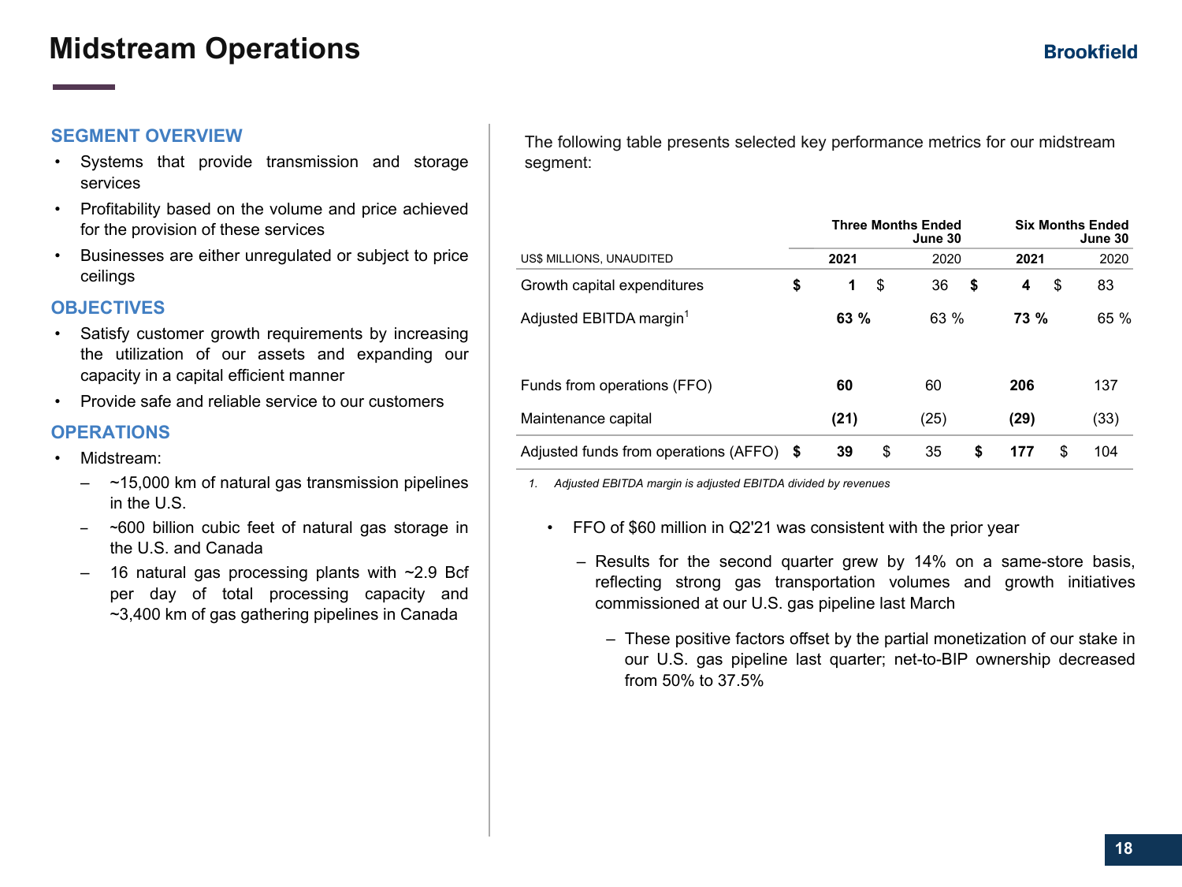# Midstream Operations

## SEGMENT OVERVIEW

- Systems that provide transmission and storage services
- Profitability based on the volume and price achieved for the provision of these services
- Businesses are either unregulated or subject to price ceilings

## OBJECTIVES

- Satisfy customer growth requirements by increasing the utilization of our assets and expanding our capacity in a capital efficient manner
- Provide safe and reliable service to our customers

## OPERATIONS

- Midstream:
  - ~15,000 km of natural gas transmission pipelines in the U.S.
  - ~600 billion cubic feet of natural gas storage in the U.S. and Canada
  - 16 natural gas processing plants with ~2.9 Bcf per day of total processing capacity and ~3,400 km of gas gathering pipelines in Canada

The following table presents selected key performance metrics for our midstream segment:

| US$ MILLIONS, UNAUDITED | Three Months Ended June 30 | | Six Months Ended June 30 | |
|---|---|---|---|---|
| | **2021** | 2020 | **2021** | 2020 |
| Growth capital expenditures | **$ 1** | $ 36 | **$ 4** | $ 83 |
| Adjusted EBITDA margin[1] | **63 %** | 63 % | **73 %** | 65 % |
| Funds from operations (FFO) | **60** | 60 | **206** | 137 |
| Maintenance capital | **(21)** | (25) | **(29)** | (33) |
| Adjusted funds from operations (AFFO) | **$ 39** | $ 35 | **$ 177** | $ 104 |

1. *Adjusted EBITDA margin is adjusted EBITDA divided by revenues*

- FFO of $60 million in Q2'21 was consistent with the prior year
  - Results for the second quarter grew by 14% on a same-store basis, reflecting strong gas transportation volumes and growth initiatives commissioned at our U.S. gas pipeline last March
    - These positive factors offset by the partial monetization of our stake in our U.S. gas pipeline last quarter; net-to-BIP ownership decreased from 50% to 37.5%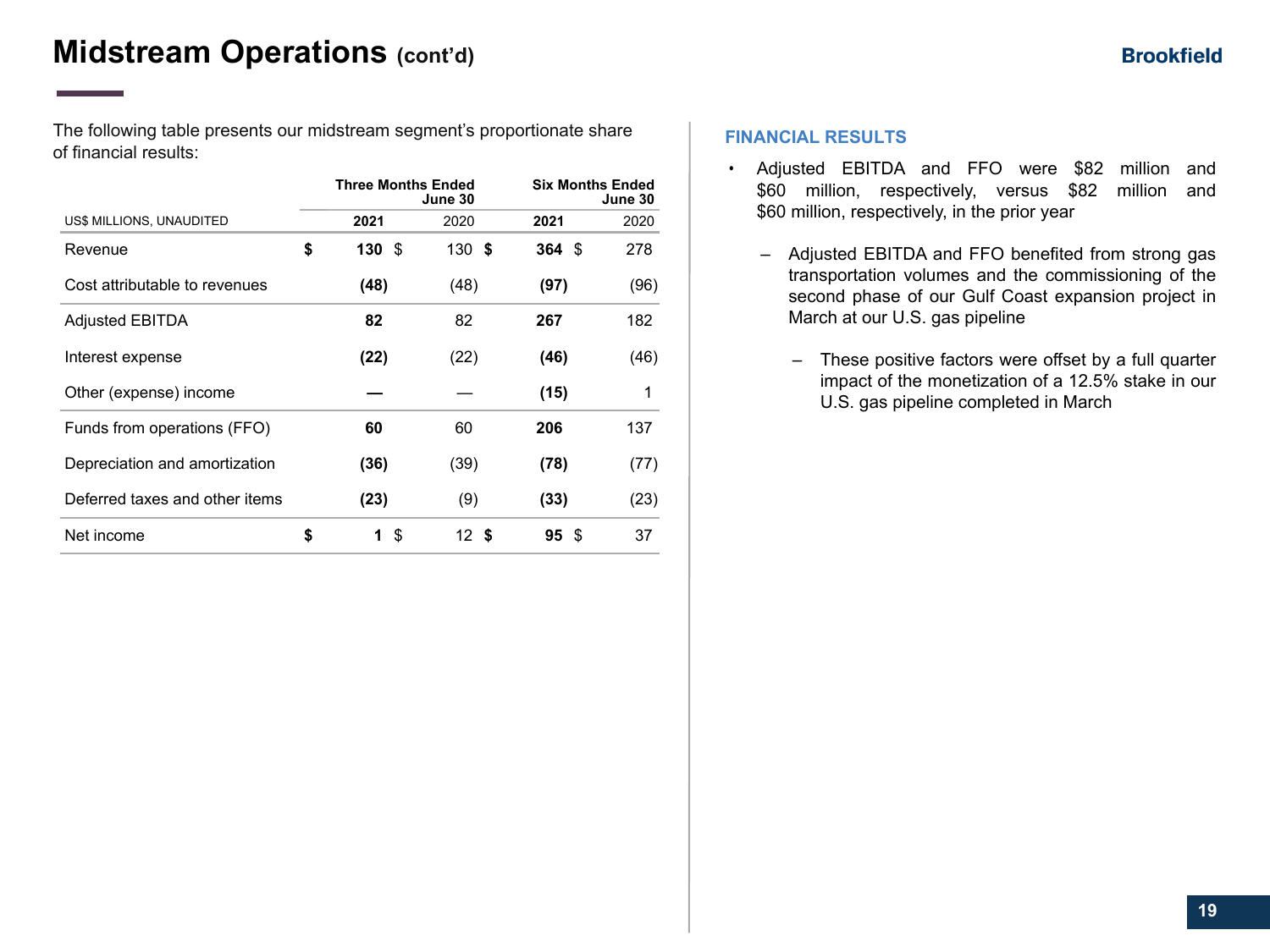# Midstream Operations (cont'd)

The following table presents our midstream segment's proportionate share of financial results:

| US$ MILLIONS, UNAUDITED | Three Months Ended June 30 | | Six Months Ended June 30 | |
|---|---|---|---|---|
| | **2021** | 2020 | **2021** | 2020 |
| Revenue | **$ 130** | $ 130 | **$ 364** | $ 278 |
| Cost attributable to revenues | **(48)** | (48) | **(97)** | (96) |
| Adjusted EBITDA | **82** | 82 | **267** | 182 |
| Interest expense | **(22)** | (22) | **(46)** | (46) |
| Other (expense) income | **—** | — | **(15)** | 1 |
| Funds from operations (FFO) | **60** | 60 | **206** | 137 |
| Depreciation and amortization | **(36)** | (39) | **(78)** | (77) |
| Deferred taxes and other items | **(23)** | (9) | **(33)** | (23) |
| Net income | **$ 1** | $ 12 | **$ 95** | $ 37 |

## FINANCIAL RESULTS

- Adjusted EBITDA and FFO were $82 million and $60 million, respectively, versus $82 million and $60 million, respectively, in the prior year
  - Adjusted EBITDA and FFO benefited from strong gas transportation volumes and the commissioning of the second phase of our Gulf Coast expansion project in March at our U.S. gas pipeline
    - These positive factors were offset by a full quarter impact of the monetization of a 12.5% stake in our U.S. gas pipeline completed in March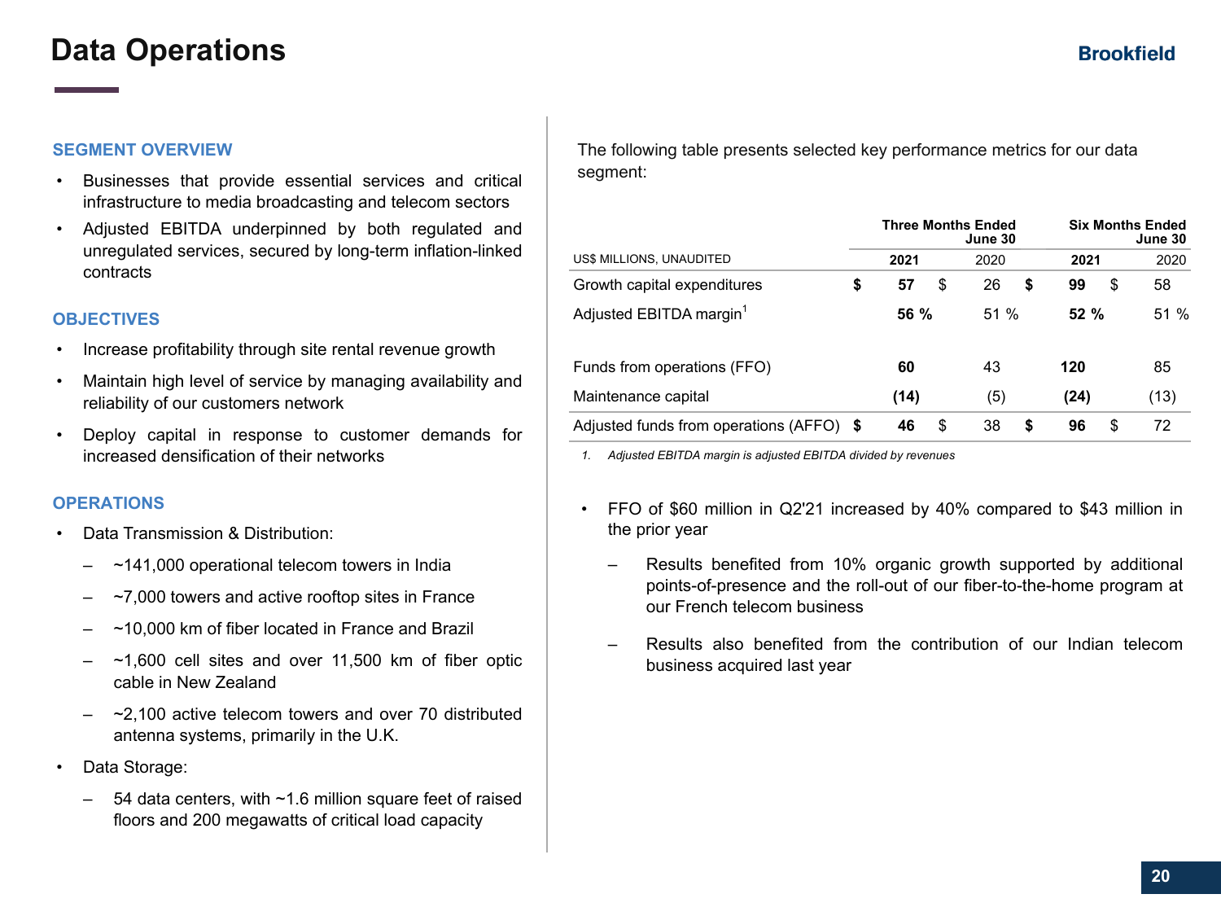# Data Operations

### SEGMENT OVERVIEW

- Businesses that provide essential services and critical infrastructure to media broadcasting and telecom sectors
- Adjusted EBITDA underpinned by both regulated and unregulated services, secured by long-term inflation-linked contracts

### OBJECTIVES

- Increase profitability through site rental revenue growth
- Maintain high level of service by managing availability and reliability of our customers network
- Deploy capital in response to customer demands for increased densification of their networks

### OPERATIONS

- Data Transmission & Distribution:
  - ~141,000 operational telecom towers in India
  - ~7,000 towers and active rooftop sites in France
  - ~10,000 km of fiber located in France and Brazil
  - ~1,600 cell sites and over 11,500 km of fiber optic cable in New Zealand
  - ~2,100 active telecom towers and over 70 distributed antenna systems, primarily in the U.K.
- Data Storage:
  - 54 data centers, with ~1.6 million square feet of raised floors and 200 megawatts of critical load capacity

The following table presents selected key performance metrics for our data segment:

| US$ MILLIONS, UNAUDITED | Three Months Ended June 30 | | Six Months Ended June 30 | |
|---|---|---|---|---|
| | **2021** | 2020 | **2021** | 2020 |
| Growth capital expenditures | **$ 57** | $ 26 | **$ 99** | $ 58 |
| Adjusted EBITDA margin[1] | **56 %** | 51 % | **52 %** | 51 % |
| Funds from operations (FFO) | **60** | 43 | **120** | 85 |
| Maintenance capital | **(14)** | (5) | **(24)** | (13) |
| Adjusted funds from operations (AFFO) | **$ 46** | $ 38 | **$ 96** | $ 72 |

1. *Adjusted EBITDA margin is adjusted EBITDA divided by revenues*

- FFO of $60 million in Q2'21 increased by 40% compared to $43 million in the prior year
  - Results benefited from 10% organic growth supported by additional points-of-presence and the roll-out of our fiber-to-the-home program at our French telecom business
  - Results also benefited from the contribution of our Indian telecom business acquired last year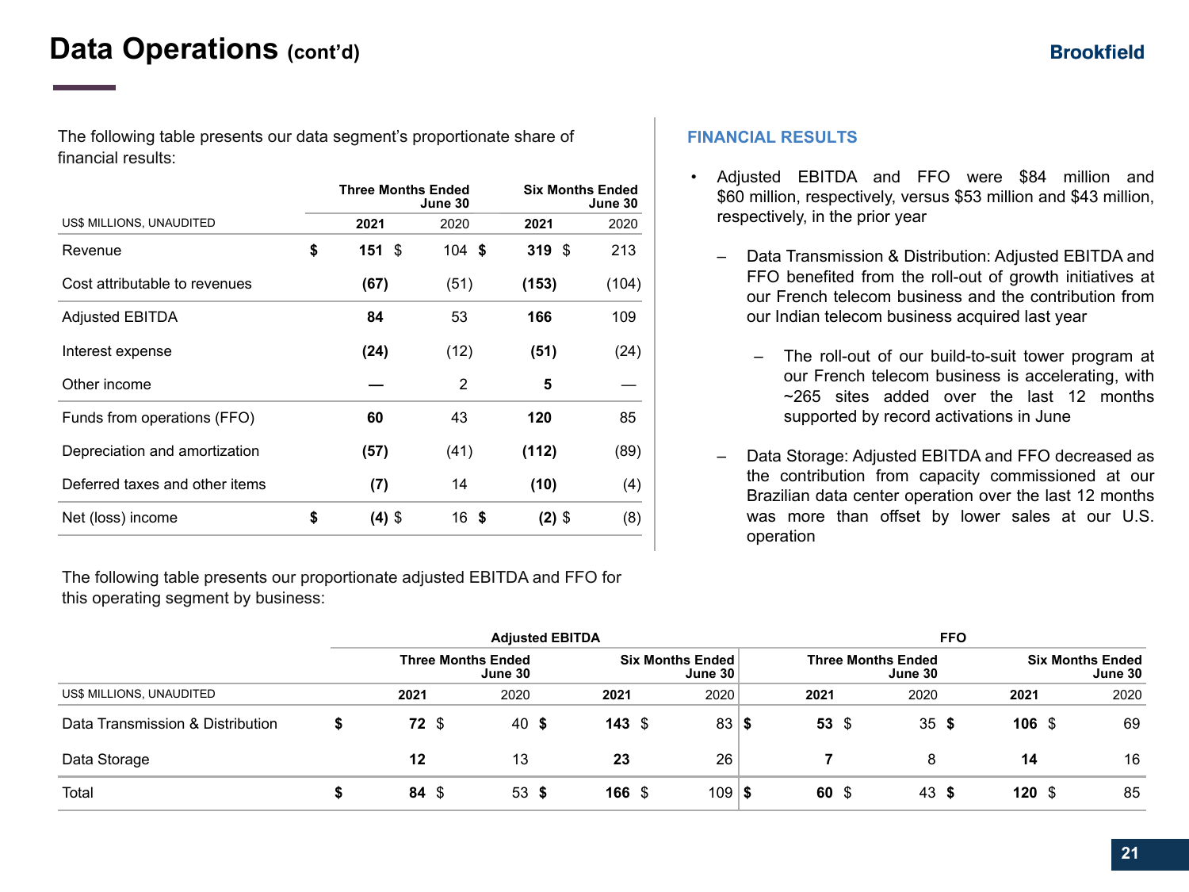# Data Operations (cont'd)

The following table presents our data segment's proportionate share of financial results:

| US$ MILLIONS, UNAUDITED | Three Months Ended June 30 | | Six Months Ended June 30 | |
|---|---|---|---|---|
| | **2021** | 2020 | **2021** | 2020 |
| Revenue | **$ 151** | $ 104 | **$ 319** | $ 213 |
| Cost attributable to revenues | **(67)** | (51) | **(153)** | (104) |
| Adjusted EBITDA | **84** | 53 | **166** | 109 |
| Interest expense | **(24)** | (12) | **(51)** | (24) |
| Other income | **—** | 2 | **5** | — |
| Funds from operations (FFO) | **60** | 43 | **120** | 85 |
| Depreciation and amortization | **(57)** | (41) | **(112)** | (89) |
| Deferred taxes and other items | **(7)** | 14 | **(10)** | (4) |
| Net (loss) income | **$ (4)** | $ 16 | **$ (2)** | $ (8) |

## FINANCIAL RESULTS

- Adjusted EBITDA and FFO were $84 million and $60 million, respectively, versus $53 million and $43 million, respectively, in the prior year
  - Data Transmission & Distribution: Adjusted EBITDA and FFO benefited from the roll-out of growth initiatives at our French telecom business and the contribution from our Indian telecom business acquired last year
    - The roll-out of our build-to-suit tower program at our French telecom business is accelerating, with ~265 sites added over the last 12 months supported by record activations in June
  - Data Storage: Adjusted EBITDA and FFO decreased as the contribution from capacity commissioned at our Brazilian data center operation over the last 12 months was more than offset by lower sales at our U.S. operation

The following table presents our proportionate adjusted EBITDA and FFO for this operating segment by business:

| US$ MILLIONS, UNAUDITED | Adjusted EBITDA | | | | FFO | | | |
|---|---|---|---|---|---|---|---|---|
| | Three Months Ended June 30 | | Six Months Ended June 30 | | Three Months Ended June 30 | | Six Months Ended June 30 | |
| | **2021** | 2020 | **2021** | 2020 | **2021** | 2020 | **2021** | 2020 |
| Data Transmission & Distribution | **$ 72** | $ 40 | **$ 143** | $ 83 | **$ 53** | $ 35 | **$ 106** | $ 69 |
| Data Storage | **12** | 13 | **23** | 26 | **7** | 8 | **14** | 16 |
| Total | **$ 84** | $ 53 | **$ 166** | $ 109 | **$ 60** | $ 43 | **$ 120** | $ 85 |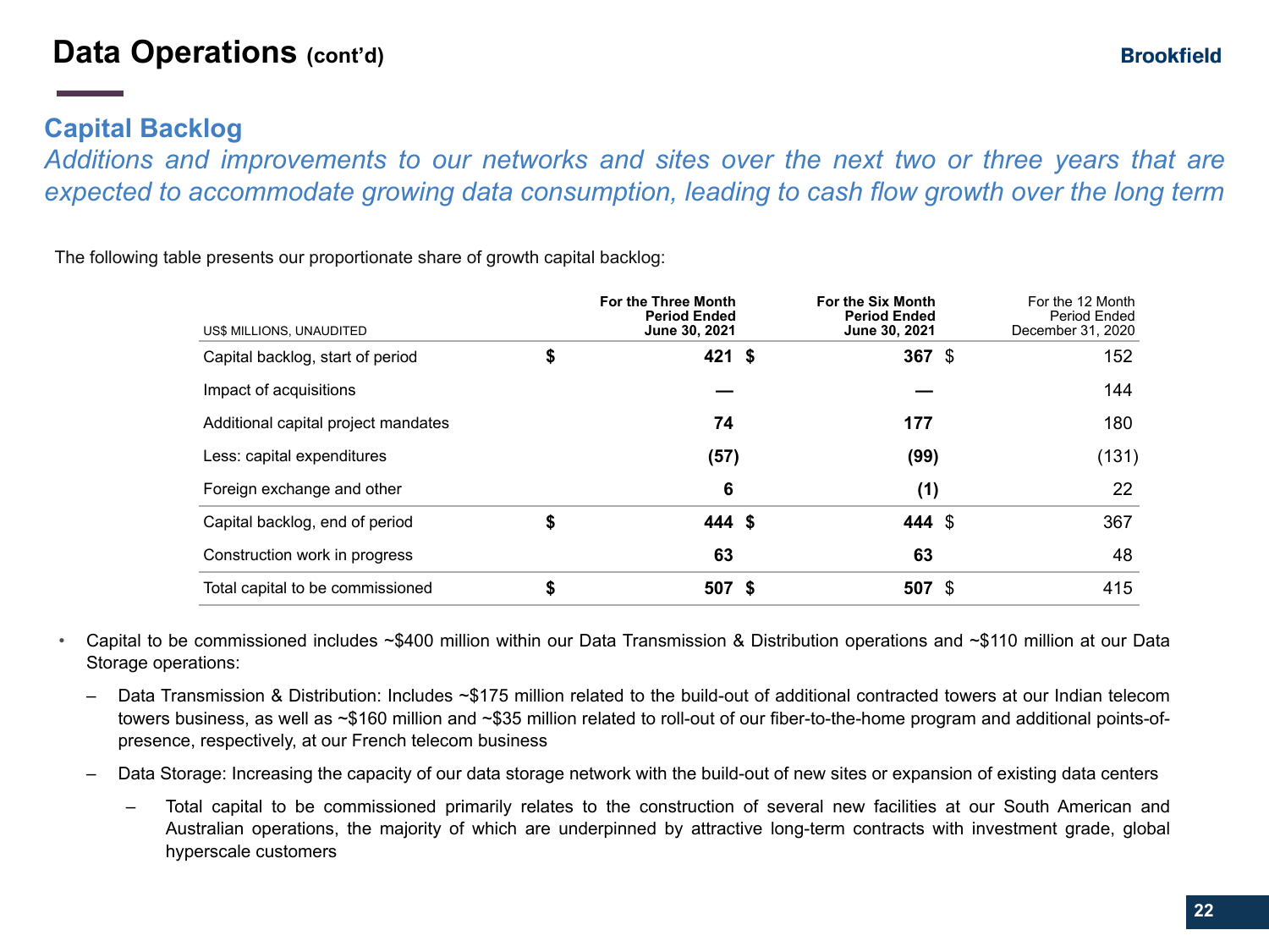# Data Operations (cont'd)

## Capital Backlog

*Additions and improvements to our networks and sites over the next two or three years that are expected to accommodate growing data consumption, leading to cash flow growth over the long term*

The following table presents our proportionate share of growth capital backlog:

| US$ MILLIONS, UNAUDITED | **For the Three Month Period Ended June 30, 2021** | **For the Six Month Period Ended June 30, 2021** | For the 12 Month Period Ended December 31, 2020 |
|---|---|---|---|
| Capital backlog, start of period | **$ 421** | **$ 367** | $ 152 |
| Impact of acquisitions | **—** | **—** | 144 |
| Additional capital project mandates | **74** | **177** | 180 |
| Less: capital expenditures | **(57)** | **(99)** | (131) |
| Foreign exchange and other | **6** | **(1)** | 22 |
| Capital backlog, end of period | **$ 444** | **$ 444** | $ 367 |
| Construction work in progress | **63** | **63** | 48 |
| Total capital to be commissioned | **$ 507** | **$ 507** | $ 415 |

- Capital to be commissioned includes ~$400 million within our Data Transmission & Distribution operations and ~$110 million at our Data Storage operations:
  - Data Transmission & Distribution: Includes ~$175 million related to the build-out of additional contracted towers at our Indian telecom towers business, as well as ~$160 million and ~$35 million related to roll-out of our fiber-to-the-home program and additional points-of-presence, respectively, at our French telecom business
  - Data Storage: Increasing the capacity of our data storage network with the build-out of new sites or expansion of existing data centers
    - Total capital to be commissioned primarily relates to the construction of several new facilities at our South American and Australian operations, the majority of which are underpinned by attractive long-term contracts with investment grade, global hyperscale customers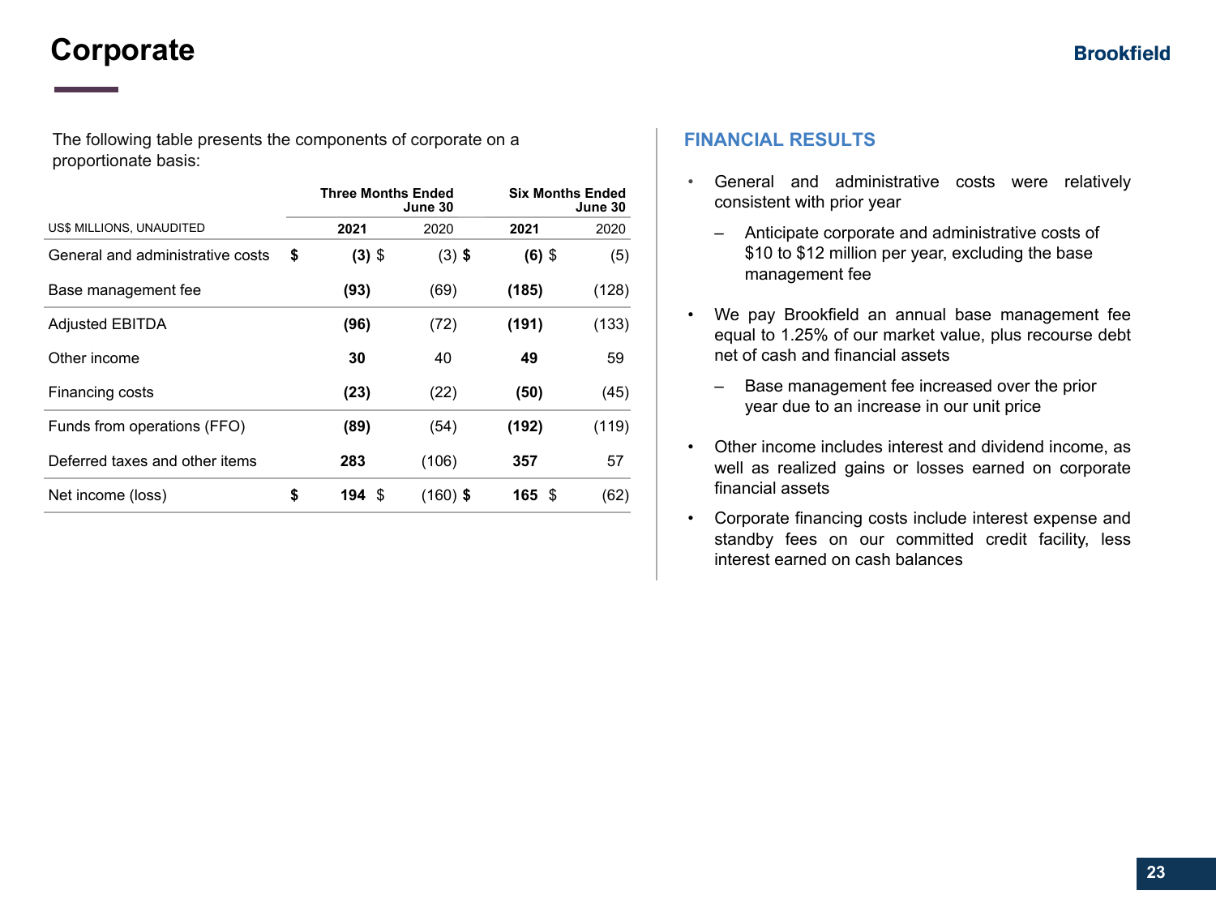# Corporate

The following table presents the components of corporate on a proportionate basis:

| US$ MILLIONS, UNAUDITED | Three Months Ended June 30 | | Six Months Ended June 30 | |
|---|---|---|---|---|
| | **2021** | 2020 | **2021** | 2020 |
| General and administrative costs | **$ (3)** | $ (3) | **$ (6)** | $ (5) |
| Base management fee | **(93)** | (69) | **(185)** | (128) |
| Adjusted EBITDA | **(96)** | (72) | **(191)** | (133) |
| Other income | **30** | 40 | **49** | 59 |
| Financing costs | **(23)** | (22) | **(50)** | (45) |
| Funds from operations (FFO) | **(89)** | (54) | **(192)** | (119) |
| Deferred taxes and other items | **283** | (106) | **357** | 57 |
| Net income (loss) | **$ 194** | $ (160) | **$ 165** | $ (62) |

## FINANCIAL RESULTS

- General and administrative costs were relatively consistent with prior year
  - Anticipate corporate and administrative costs of $10 to $12 million per year, excluding the base management fee
- We pay Brookfield an annual base management fee equal to 1.25% of our market value, plus recourse debt net of cash and financial assets
  - Base management fee increased over the prior year due to an increase in our unit price
- Other income includes interest and dividend income, as well as realized gains or losses earned on corporate financial assets
- Corporate financing costs include interest expense and standby fees on our committed credit facility, less interest earned on cash balances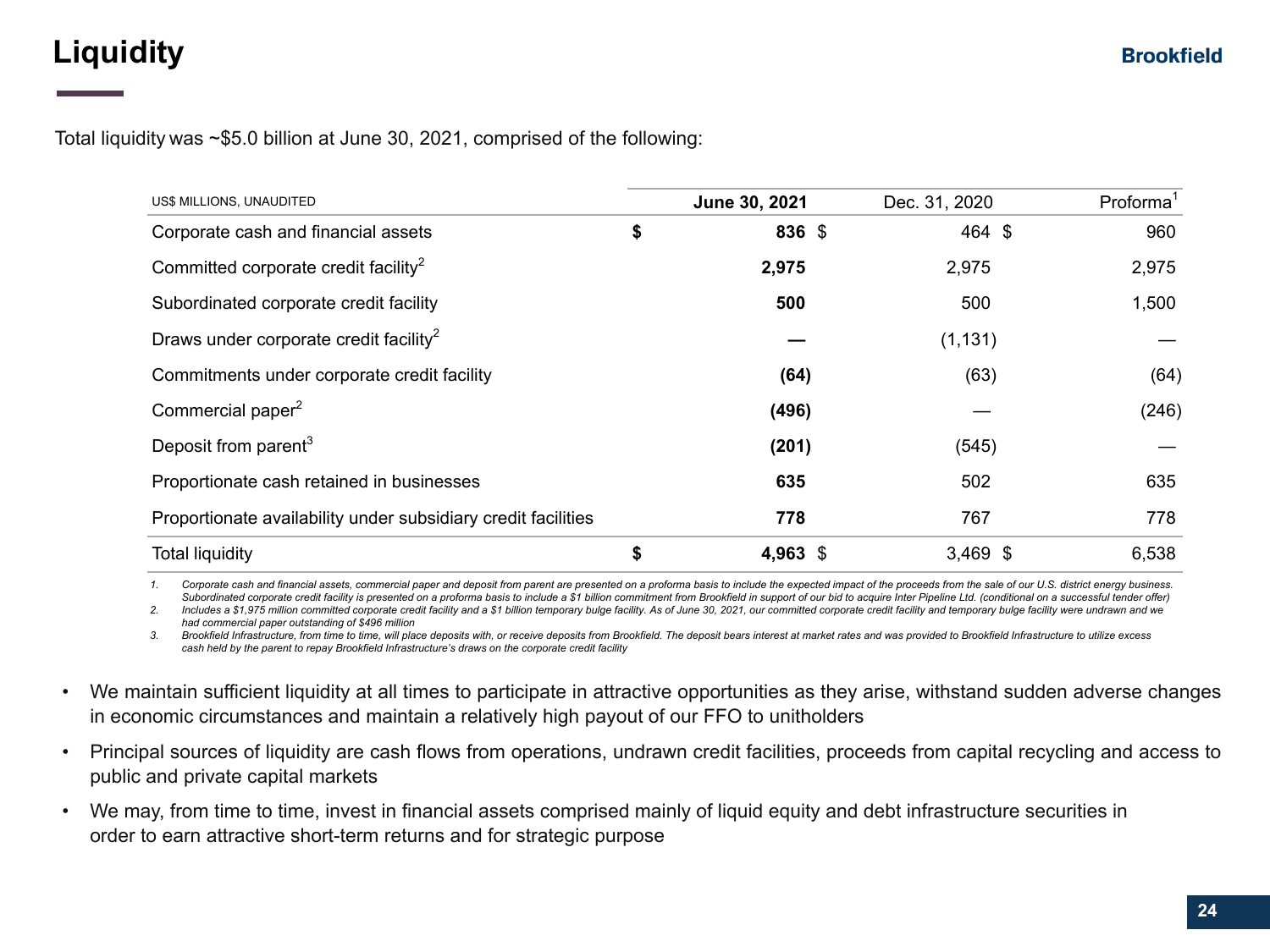# Liquidity

Total liquidity was ~$5.0 billion at June 30, 2021, comprised of the following:

| US$ MILLIONS, UNAUDITED | June 30, 2021 | Dec. 31, 2020 | Proforma[1] |
|---|---|---|---|
| Corporate cash and financial assets | **$ 836** | $ 464 | $ 960 |
| Committed corporate credit facility[2] | **2,975** | 2,975 | 2,975 |
| Subordinated corporate credit facility | **500** | 500 | 1,500 |
| Draws under corporate credit facility[2] | **—** | (1,131) | — |
| Commitments under corporate credit facility | **(64)** | (63) | (64) |
| Commercial paper[2] | **(496)** | — | (246) |
| Deposit from parent[3] | **(201)** | (545) | — |
| Proportionate cash retained in businesses | **635** | 502 | 635 |
| Proportionate availability under subsidiary credit facilities | **778** | 767 | 778 |
| Total liquidity | **$ 4,963** | $ 3,469 | $ 6,538 |

1. Corporate cash and financial assets, commercial paper and deposit from parent are presented on a proforma basis to include the expected impact of the proceeds from the sale of our U.S. district energy business. Subordinated corporate credit facility is presented on a proforma basis to include a $1 billion commitment from Brookfield in support of our bid to acquire Inter Pipeline Ltd. (conditional on a successful tender offer)
2. Includes a $1,975 million committed corporate credit facility and a $1 billion temporary bulge facility. As of June 30, 2021, our committed corporate credit facility and temporary bulge facility were undrawn and we had commercial paper outstanding of $496 million
3. Brookfield Infrastructure, from time to time, will place deposits with, or receive deposits from Brookfield. The deposit bears interest at market rates and was provided to Brookfield Infrastructure to utilize excess cash held by the parent to repay Brookfield Infrastructure's draws on the corporate credit facility

- We maintain sufficient liquidity at all times to participate in attractive opportunities as they arise, withstand sudden adverse changes in economic circumstances and maintain a relatively high payout of our FFO to unitholders
- Principal sources of liquidity are cash flows from operations, undrawn credit facilities, proceeds from capital recycling and access to public and private capital markets
- We may, from time to time, invest in financial assets comprised mainly of liquid equity and debt infrastructure securities in order to earn attractive short-term returns and for strategic purpose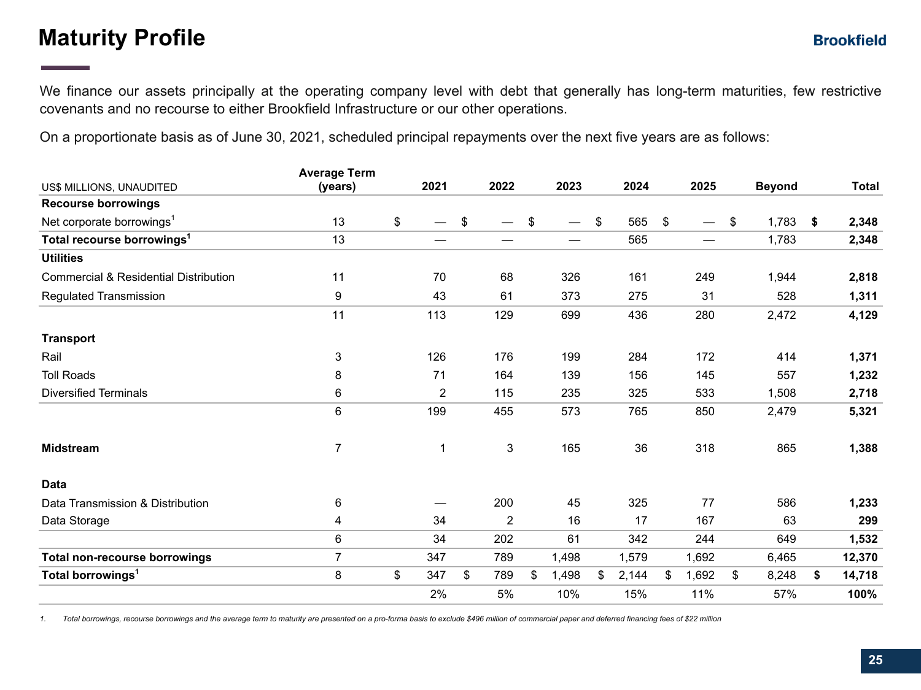# Maturity Profile

We finance our assets principally at the operating company level with debt that generally has long-term maturities, few restrictive covenants and no recourse to either Brookfield Infrastructure or our other operations.

On a proportionate basis as of June 30, 2021, scheduled principal repayments over the next five years are as follows:

| US$ MILLIONS, UNAUDITED | Average Term (years) | 2021 | 2022 | 2023 | 2024 | 2025 | Beyond | Total |
|---|---|---|---|---|---|---|---|---|
| **Recourse borrowings** | | | | | | | | |
| Net corporate borrowings[1] | 13 | $ — | $ — | $ — | $ 565 | $ — | $ 1,783 | **$ 2,348** |
| **Total recourse borrowings[1]** | 13 | — | — | — | 565 | — | 1,783 | **2,348** |
| **Utilities** | | | | | | | | |
| Commercial & Residential Distribution | 11 | 70 | 68 | 326 | 161 | 249 | 1,944 | **2,818** |
| Regulated Transmission | 9 | 43 | 61 | 373 | 275 | 31 | 528 | **1,311** |
| | 11 | 113 | 129 | 699 | 436 | 280 | 2,472 | **4,129** |
| **Transport** | | | | | | | | |
| Rail | 3 | 126 | 176 | 199 | 284 | 172 | 414 | **1,371** |
| Toll Roads | 8 | 71 | 164 | 139 | 156 | 145 | 557 | **1,232** |
| Diversified Terminals | 6 | 2 | 115 | 235 | 325 | 533 | 1,508 | **2,718** |
| | 6 | 199 | 455 | 573 | 765 | 850 | 2,479 | **5,321** |
| **Midstream** | 7 | 1 | 3 | 165 | 36 | 318 | 865 | **1,388** |
| **Data** | | | | | | | | |
| Data Transmission & Distribution | 6 | — | 200 | 45 | 325 | 77 | 586 | **1,233** |
| Data Storage | 4 | 34 | 2 | 16 | 17 | 167 | 63 | **299** |
| | 6 | 34 | 202 | 61 | 342 | 244 | 649 | **1,532** |
| **Total non-recourse borrowings** | 7 | 347 | 789 | 1,498 | 1,579 | 1,692 | 6,465 | **12,370** |
| **Total borrowings[1]** | 8 | $ 347 | $ 789 | $ 1,498 | $ 2,144 | $ 1,692 | $ 8,248 | **$ 14,718** |
| | | 2% | 5% | 10% | 15% | 11% | 57% | **100%** |

1. *Total borrowings, recourse borrowings and the average term to maturity are presented on a pro-forma basis to exclude $496 million of commercial paper and deferred financing fees of $22 million*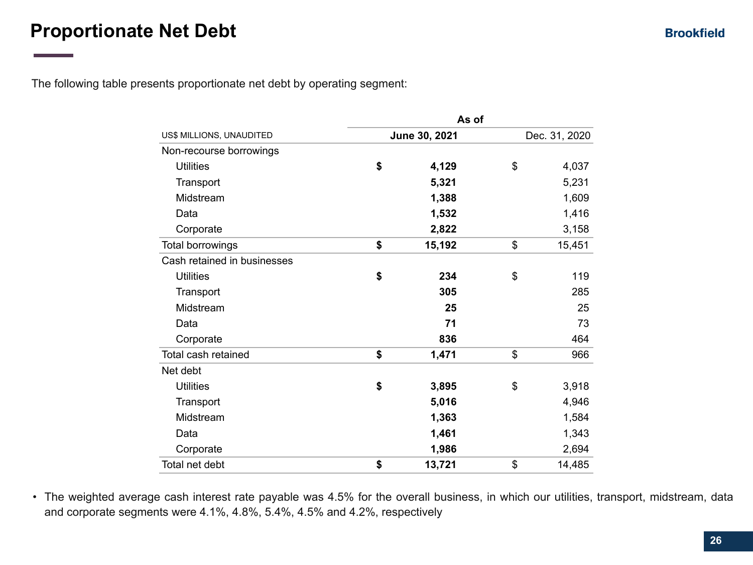# Proportionate Net Debt

The following table presents proportionate net debt by operating segment:

| US$ MILLIONS, UNAUDITED | As of June 30, 2021 | As of Dec. 31, 2020 |
|---|---|---|
| Non-recourse borrowings | | |
| Utilities | **$ 4,129** | $ 4,037 |
| Transport | **5,321** | 5,231 |
| Midstream | **1,388** | 1,609 |
| Data | **1,532** | 1,416 |
| Corporate | **2,822** | 3,158 |
| Total borrowings | **$ 15,192** | $ 15,451 |
| Cash retained in businesses | | |
| Utilities | **$ 234** | $ 119 |
| Transport | **305** | 285 |
| Midstream | **25** | 25 |
| Data | **71** | 73 |
| Corporate | **836** | 464 |
| Total cash retained | **$ 1,471** | $ 966 |
| Net debt | | |
| Utilities | **$ 3,895** | $ 3,918 |
| Transport | **5,016** | 4,946 |
| Midstream | **1,363** | 1,584 |
| Data | **1,461** | 1,343 |
| Corporate | **1,986** | 2,694 |
| Total net debt | **$ 13,721** | $ 14,485 |

- The weighted average cash interest rate payable was 4.5% for the overall business, in which our utilities, transport, midstream, data and corporate segments were 4.1%, 4.8%, 5.4%, 4.5% and 4.2%, respectively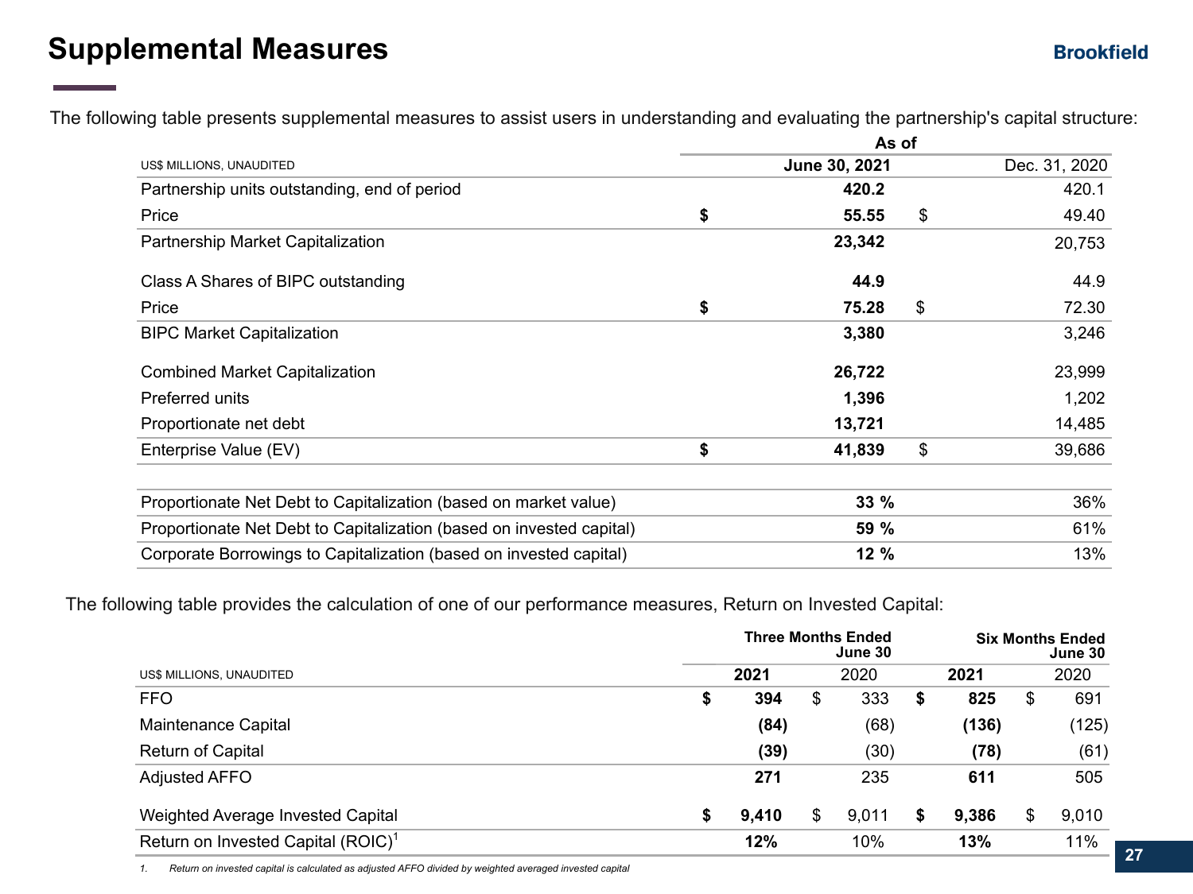# Supplemental Measures

The following table presents supplemental measures to assist users in understanding and evaluating the partnership's capital structure:

| US$ MILLIONS, UNAUDITED | As of June 30, 2021 | Dec. 31, 2020 |
|---|---|---|
| Partnership units outstanding, end of period | 420.2 | 420.1 |
| Price | $ 55.55 | $ 49.40 |
| Partnership Market Capitalization | 23,342 | 20,753 |
| Class A Shares of BIPC outstanding | 44.9 | 44.9 |
| Price | $ 75.28 | $ 72.30 |
| BIPC Market Capitalization | 3,380 | 3,246 |
| Combined Market Capitalization | 26,722 | 23,999 |
| Preferred units | 1,396 | 1,202 |
| Proportionate net debt | 13,721 | 14,485 |
| Enterprise Value (EV) | $ 41,839 | $ 39,686 |
| Proportionate Net Debt to Capitalization (based on market value) | 33 % | 36% |
| Proportionate Net Debt to Capitalization (based on invested capital) | 59 % | 61% |
| Corporate Borrowings to Capitalization (based on invested capital) | 12 % | 13% |

The following table provides the calculation of one of our performance measures, Return on Invested Capital:

| US$ MILLIONS, UNAUDITED | Three Months Ended June 30 2021 | Three Months Ended June 30 2020 | Six Months Ended June 30 2021 | Six Months Ended June 30 2020 |
|---|---|---|---|---|
| FFO | $ 394 | $ 333 | $ 825 | $ 691 |
| Maintenance Capital | (84) | (68) | (136) | (125) |
| Return of Capital | (39) | (30) | (78) | (61) |
| Adjusted AFFO | 271 | 235 | 611 | 505 |
| Weighted Average Invested Capital | $ 9,410 | $ 9,011 | $ 9,386 | $ 9,010 |
| Return on Invested Capital (ROIC)[1] | 12% | 10% | 13% | 11% |

1. *Return on invested capital is calculated as adjusted AFFO divided by weighted averaged invested capital*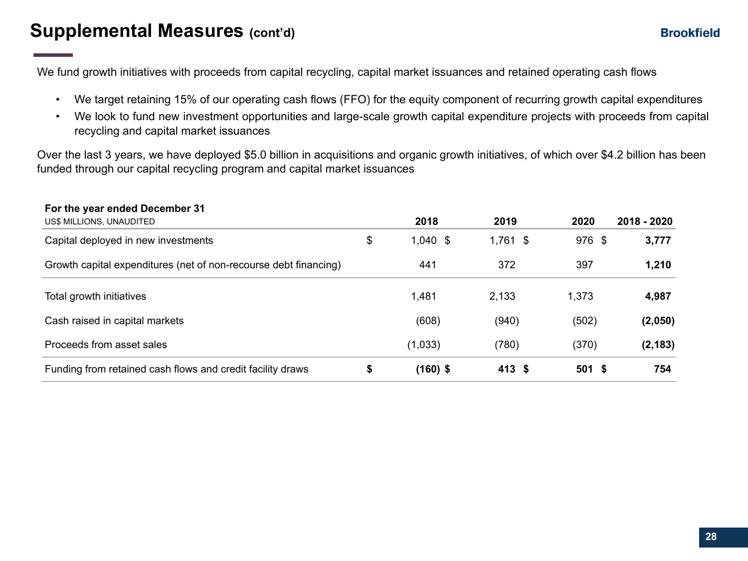# Supplemental Measures (cont'd)

We fund growth initiatives with proceeds from capital recycling, capital market issuances and retained operating cash flows

- We target retaining 15% of our operating cash flows (FFO) for the equity component of recurring growth capital expenditures
- We look to fund new investment opportunities and large-scale growth capital expenditure projects with proceeds from capital recycling and capital market issuances

Over the last 3 years, we have deployed $5.0 billion in acquisitions and organic growth initiatives, of which over $4.2 billion has been funded through our capital recycling program and capital market issuances

| **For the year ended December 31**<br>US$ MILLIONS, UNAUDITED | **2018** | **2019** | **2020** | **2018 - 2020** |
|---|---|---|---|---|
| Capital deployed in new investments | $ 1,040 | $ 1,761 | $ 976 | $ **3,777** |
| Growth capital expenditures (net of non-recourse debt financing) | 441 | 372 | 397 | **1,210** |
| Total growth initiatives | 1,481 | 2,133 | 1,373 | **4,987** |
| Cash raised in capital markets | (608) | (940) | (502) | **(2,050)** |
| Proceeds from asset sales | (1,033) | (780) | (370) | **(2,183)** |
| **Funding from retained cash flows and credit facility draws** | **$ (160)** | **$ 413** | **$ 501** | **$ 754** |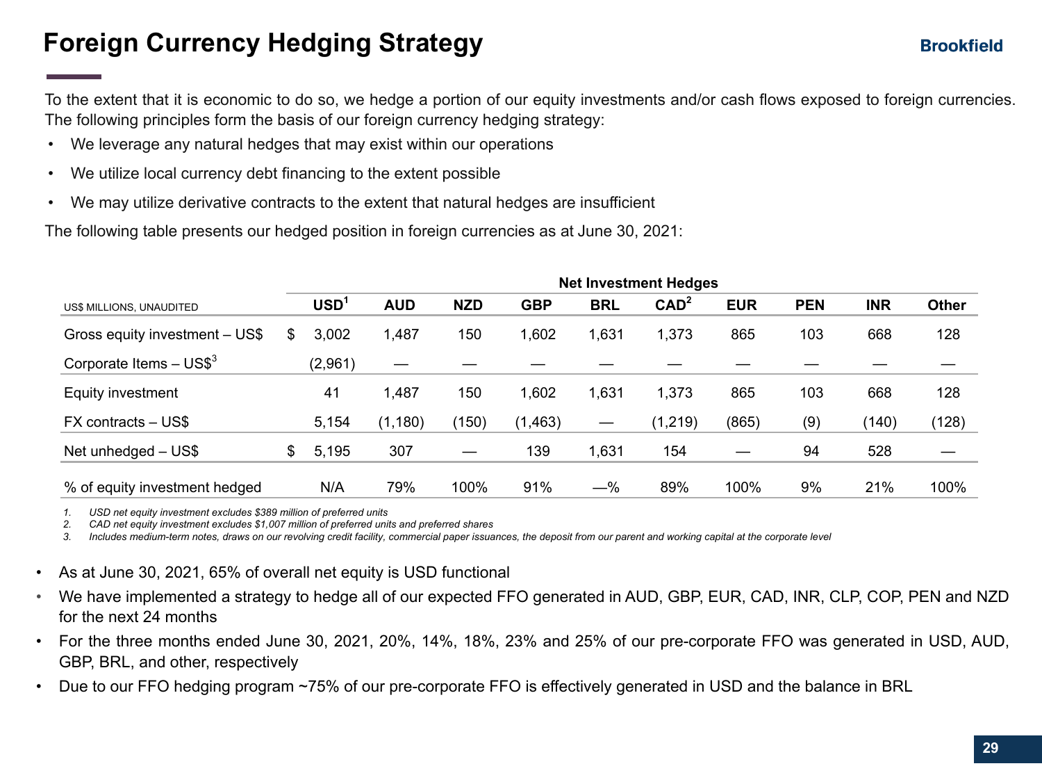# Foreign Currency Hedging Strategy

To the extent that it is economic to do so, we hedge a portion of our equity investments and/or cash flows exposed to foreign currencies. The following principles form the basis of our foreign currency hedging strategy:

- We leverage any natural hedges that may exist within our operations
- We utilize local currency debt financing to the extent possible
- We may utilize derivative contracts to the extent that natural hedges are insufficient

The following table presents our hedged position in foreign currencies as at June 30, 2021:

| | | Net Investment Hedges | | | | | | | | | |
|---|---|---|---|---|---|---|---|---|---|---|---|
| US$ MILLIONS, UNAUDITED | | USD[1] | AUD | NZD | GBP | BRL | CAD[2] | EUR | PEN | INR | Other |
| Gross equity investment – US$ | $ | 3,002 | 1,487 | 150 | 1,602 | 1,631 | 1,373 | 865 | 103 | 668 | 128 |
| Corporate Items – US$[3] | | (2,961) | — | — | — | — | — | — | — | — | — |
| Equity investment | | 41 | 1,487 | 150 | 1,602 | 1,631 | 1,373 | 865 | 103 | 668 | 128 |
| FX contracts – US$ | | 5,154 | (1,180) | (150) | (1,463) | — | (1,219) | (865) | (9) | (140) | (128) |
| Net unhedged – US$ | $ | 5,195 | 307 | — | 139 | 1,631 | 154 | — | 94 | 528 | — |
| % of equity investment hedged | | N/A | 79% | 100% | 91% | —% | 89% | 100% | 9% | 21% | 100% |

1. *USD net equity investment excludes $389 million of preferred units*
2. *CAD net equity investment excludes $1,007 million of preferred units and preferred shares*
3. *Includes medium-term notes, draws on our revolving credit facility, commercial paper issuances, the deposit from our parent and working capital at the corporate level*

- As at June 30, 2021, 65% of overall net equity is USD functional
- We have implemented a strategy to hedge all of our expected FFO generated in AUD, GBP, EUR, CAD, INR, CLP, COP, PEN and NZD for the next 24 months
- For the three months ended June 30, 2021, 20%, 14%, 18%, 23% and 25% of our pre-corporate FFO was generated in USD, AUD, GBP, BRL, and other, respectively
- Due to our FFO hedging program ~75% of our pre-corporate FFO is effectively generated in USD and the balance in BRL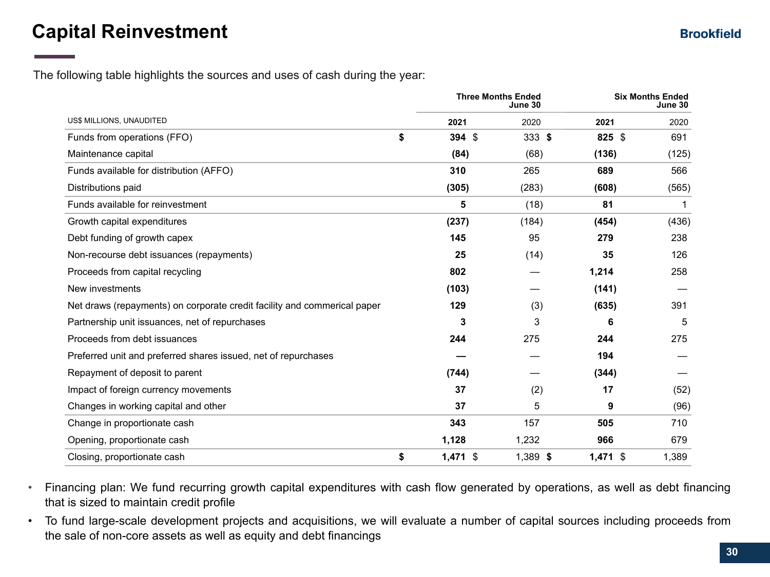# Capital Reinvestment

The following table highlights the sources and uses of cash during the year:

| US$ MILLIONS, UNAUDITED | Three Months Ended June 30 | | Six Months Ended June 30 | |
|---|---|---|---|---|
| | **2021** | 2020 | **2021** | 2020 |
| Funds from operations (FFO) | **$ 394** | $ 333 | **$ 825** | $ 691 |
| Maintenance capital | **(84)** | (68) | **(136)** | (125) |
| Funds available for distribution (AFFO) | **310** | 265 | **689** | 566 |
| Distributions paid | **(305)** | (283) | **(608)** | (565) |
| Funds available for reinvestment | **5** | (18) | **81** | 1 |
| Growth capital expenditures | **(237)** | (184) | **(454)** | (436) |
| Debt funding of growth capex | **145** | 95 | **279** | 238 |
| Non-recourse debt issuances (repayments) | **25** | (14) | **35** | 126 |
| Proceeds from capital recycling | **802** | — | **1,214** | 258 |
| New investments | **(103)** | — | **(141)** | — |
| Net draws (repayments) on corporate credit facility and commerical paper | **129** | (3) | **(635)** | 391 |
| Partnership unit issuances, net of repurchases | **3** | 3 | **6** | 5 |
| Proceeds from debt issuances | **244** | 275 | **244** | 275 |
| Preferred unit and preferred shares issued, net of repurchases | **—** | — | **194** | — |
| Repayment of deposit to parent | **(744)** | — | **(344)** | — |
| Impact of foreign currency movements | **37** | (2) | **17** | (52) |
| Changes in working capital and other | **37** | 5 | **9** | (96) |
| Change in proportionate cash | **343** | 157 | **505** | 710 |
| Opening, proportionate cash | **1,128** | 1,232 | **966** | 679 |
| Closing, proportionate cash | **$ 1,471** | $ 1,389 | **$ 1,471** | $ 1,389 |

- Financing plan: We fund recurring growth capital expenditures with cash flow generated by operations, as well as debt financing that is sized to maintain credit profile
- To fund large-scale development projects and acquisitions, we will evaluate a number of capital sources including proceeds from the sale of non-core assets as well as equity and debt financings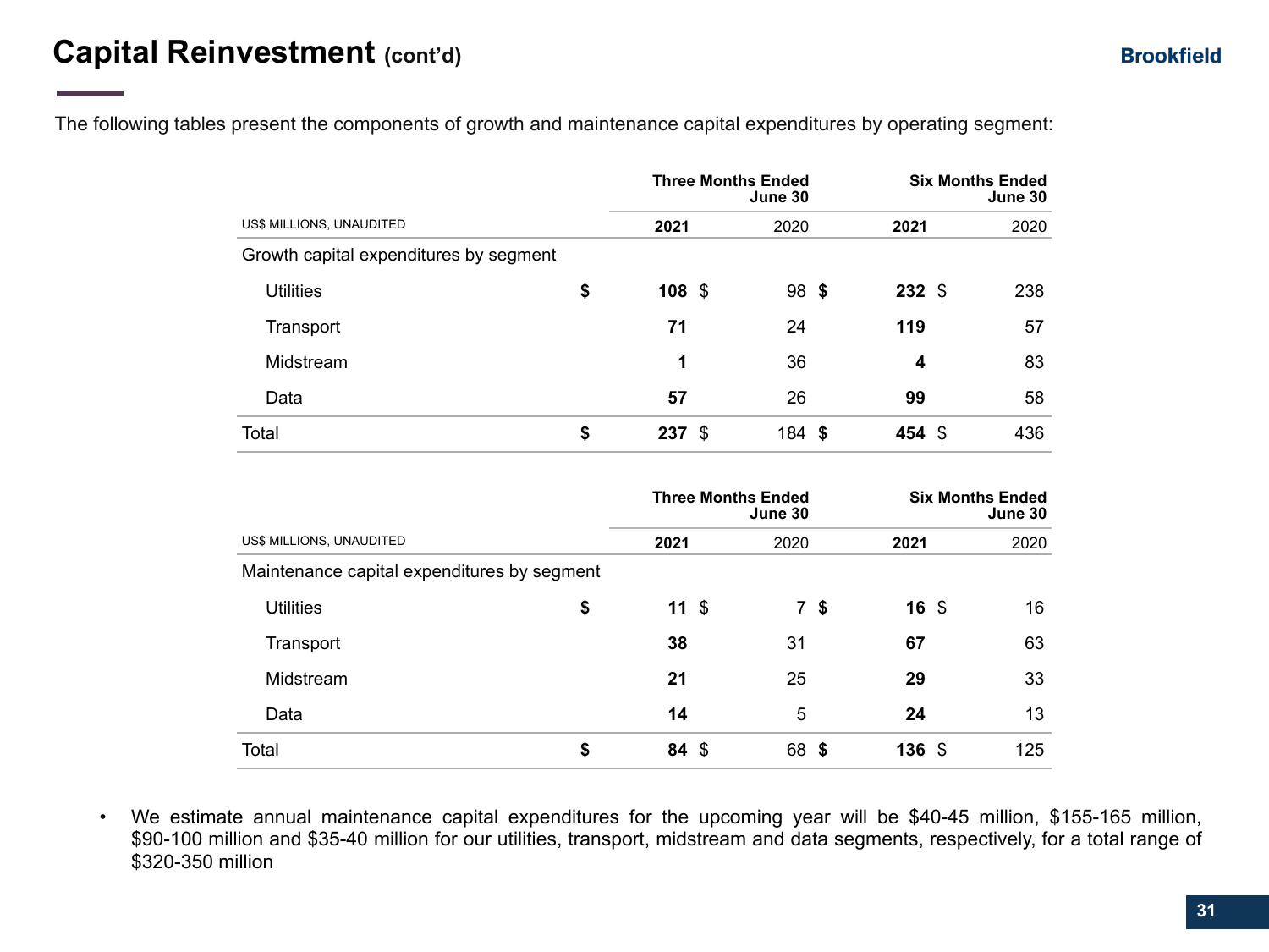# Capital Reinvestment (cont'd)

The following tables present the components of growth and maintenance capital expenditures by operating segment:

| US$ MILLIONS, UNAUDITED | Three Months Ended June 30 | | Six Months Ended June 30 | |
|---|---|---|---|---|
| | **2021** | 2020 | **2021** | 2020 |
| Growth capital expenditures by segment | | | | |
| Utilities | **$ 108** | $ 98 | **$ 232** | $ 238 |
| Transport | **71** | 24 | **119** | 57 |
| Midstream | **1** | 36 | **4** | 83 |
| Data | **57** | 26 | **99** | 58 |
| Total | **$ 237** | $ 184 | **$ 454** | $ 436 |

| US$ MILLIONS, UNAUDITED | Three Months Ended June 30 | | Six Months Ended June 30 | |
|---|---|---|---|---|
| | **2021** | 2020 | **2021** | 2020 |
| Maintenance capital expenditures by segment | | | | |
| Utilities | **$ 11** | $ 7 | **$ 16** | $ 16 |
| Transport | **38** | 31 | **67** | 63 |
| Midstream | **21** | 25 | **29** | 33 |
| Data | **14** | 5 | **24** | 13 |
| Total | **$ 84** | $ 68 | **$ 136** | $ 125 |

- We estimate annual maintenance capital expenditures for the upcoming year will be $40-45 million, $155-165 million, $90-100 million and $35-40 million for our utilities, transport, midstream and data segments, respectively, for a total range of $320-350 million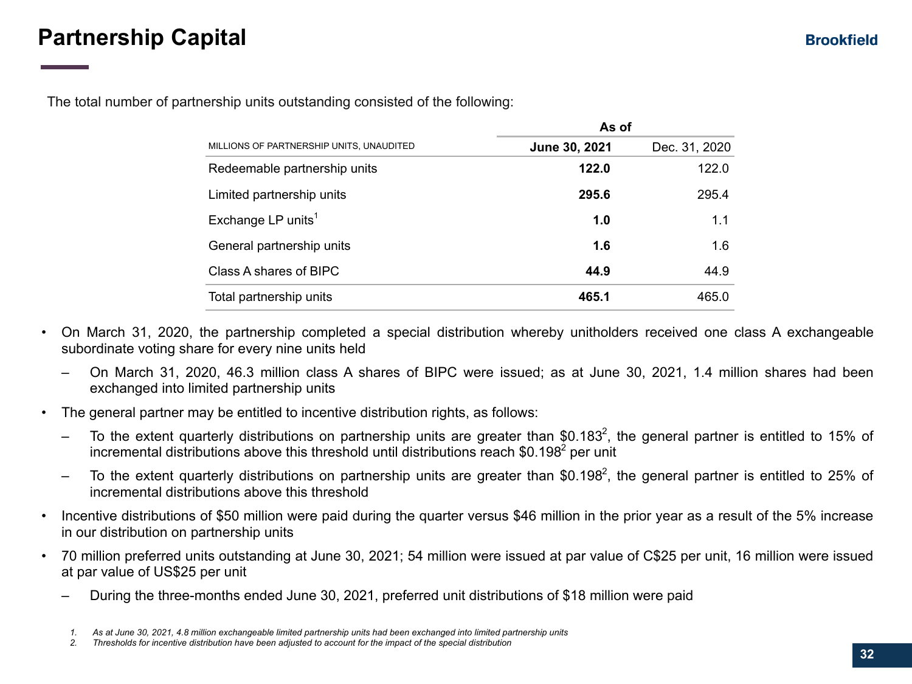# Partnership Capital

The total number of partnership units outstanding consisted of the following:

| MILLIONS OF PARTNERSHIP UNITS, UNAUDITED | As of June 30, 2021 | As of Dec. 31, 2020 |
|---|---|---|
| Redeemable partnership units | **122.0** | 122.0 |
| Limited partnership units | **295.6** | 295.4 |
| Exchange LP units[1] | **1.0** | 1.1 |
| General partnership units | **1.6** | 1.6 |
| Class A shares of BIPC | **44.9** | 44.9 |
| Total partnership units | **465.1** | 465.0 |

- On March 31, 2020, the partnership completed a special distribution whereby unitholders received one class A exchangeable subordinate voting share for every nine units held
  - On March 31, 2020, 46.3 million class A shares of BIPC were issued; as at June 30, 2021, 1.4 million shares had been exchanged into limited partnership units
- The general partner may be entitled to incentive distribution rights, as follows:
  - To the extent quarterly distributions on partnership units are greater than $0.183[2], the general partner is entitled to 15% of incremental distributions above this threshold until distributions reach $0.198[2] per unit
  - To the extent quarterly distributions on partnership units are greater than $0.198[2], the general partner is entitled to 25% of incremental distributions above this threshold
- Incentive distributions of $50 million were paid during the quarter versus $46 million in the prior year as a result of the 5% increase in our distribution on partnership units
- 70 million preferred units outstanding at June 30, 2021; 54 million were issued at par value of C$25 per unit, 16 million were issued at par value of US$25 per unit
  - During the three-months ended June 30, 2021, preferred unit distributions of $18 million were paid

1. *As at June 30, 2021, 4.8 million exchangeable limited partnership units had been exchanged into limited partnership units*
2. *Thresholds for incentive distribution have been adjusted to account for the impact of the special distribution*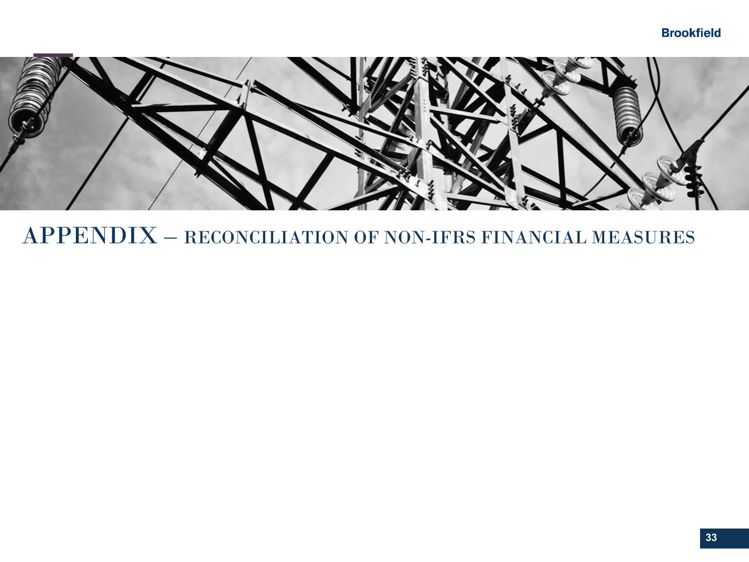# APPENDIX – RECONCILIATION OF NON-IFRS FINANCIAL MEASURES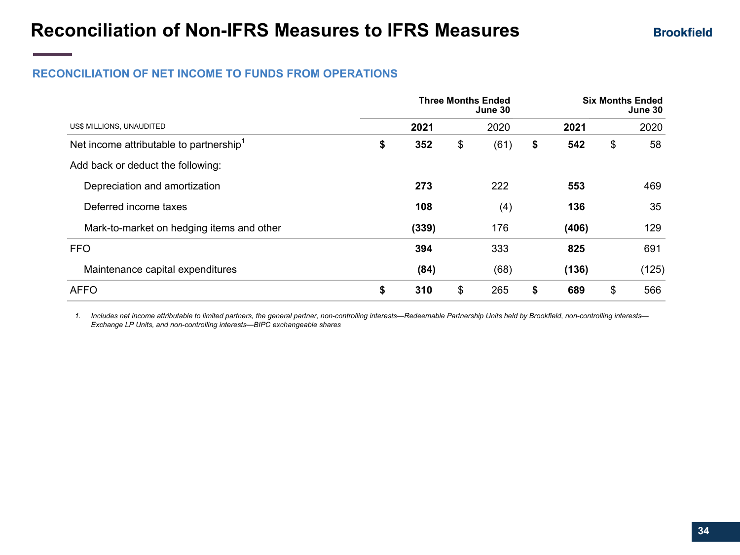# Reconciliation of Non-IFRS Measures to IFRS Measures

## RECONCILIATION OF NET INCOME TO FUNDS FROM OPERATIONS

| US$ MILLIONS, UNAUDITED | Three Months Ended June 30 | | Six Months Ended June 30 | |
|---|---|---|---|---|
| | **2021** | 2020 | **2021** | 2020 |
| Net income attributable to partnership[1] | **$ 352** | $ (61) | **$ 542** | $ 58 |
| Add back or deduct the following: | | | | |
| Depreciation and amortization | **273** | 222 | **553** | 469 |
| Deferred income taxes | **108** | (4) | **136** | 35 |
| Mark-to-market on hedging items and other | **(339)** | 176 | **(406)** | 129 |
| FFO | **394** | 333 | **825** | 691 |
| Maintenance capital expenditures | **(84)** | (68) | **(136)** | (125) |
| AFFO | **$ 310** | $ 265 | **$ 689** | $ 566 |

1. *Includes net income attributable to limited partners, the general partner, non-controlling interests—Redeemable Partnership Units held by Brookfield, non-controlling interests—Exchange LP Units, and non-controlling interests—BIPC exchangeable shares*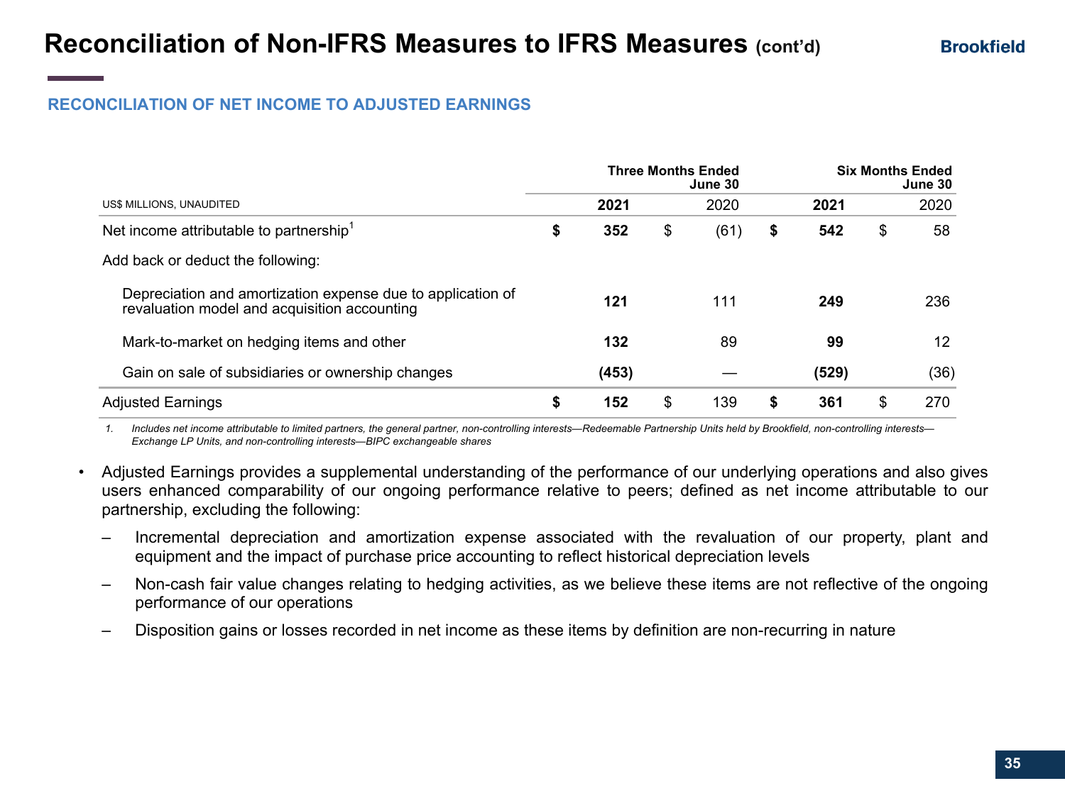# Reconciliation of Non-IFRS Measures to IFRS Measures (cont'd)

## RECONCILIATION OF NET INCOME TO ADJUSTED EARNINGS

| US$ MILLIONS, UNAUDITED | Three Months Ended June 30 | | Six Months Ended June 30 | |
|---|---|---|---|---|
| | **2021** | 2020 | **2021** | 2020 |
| Net income attributable to partnership[1] | **$ 352** | $ (61) | **$ 542** | $ 58 |
| Add back or deduct the following: | | | | |
| Depreciation and amortization expense due to application of revaluation model and acquisition accounting | **121** | 111 | **249** | 236 |
| Mark-to-market on hedging items and other | **132** | 89 | **99** | 12 |
| Gain on sale of subsidiaries or ownership changes | **(453)** | — | **(529)** | (36) |
| Adjusted Earnings | **$ 152** | $ 139 | **$ 361** | $ 270 |

*1. Includes net income attributable to limited partners, the general partner, non-controlling interests—Redeemable Partnership Units held by Brookfield, non-controlling interests—Exchange LP Units, and non-controlling interests—BIPC exchangeable shares*

- Adjusted Earnings provides a supplemental understanding of the performance of our underlying operations and also gives users enhanced comparability of our ongoing performance relative to peers; defined as net income attributable to our partnership, excluding the following:
  - Incremental depreciation and amortization expense associated with the revaluation of our property, plant and equipment and the impact of purchase price accounting to reflect historical depreciation levels
  - Non-cash fair value changes relating to hedging activities, as we believe these items are not reflective of the ongoing performance of our operations
  - Disposition gains or losses recorded in net income as these items by definition are non-recurring in nature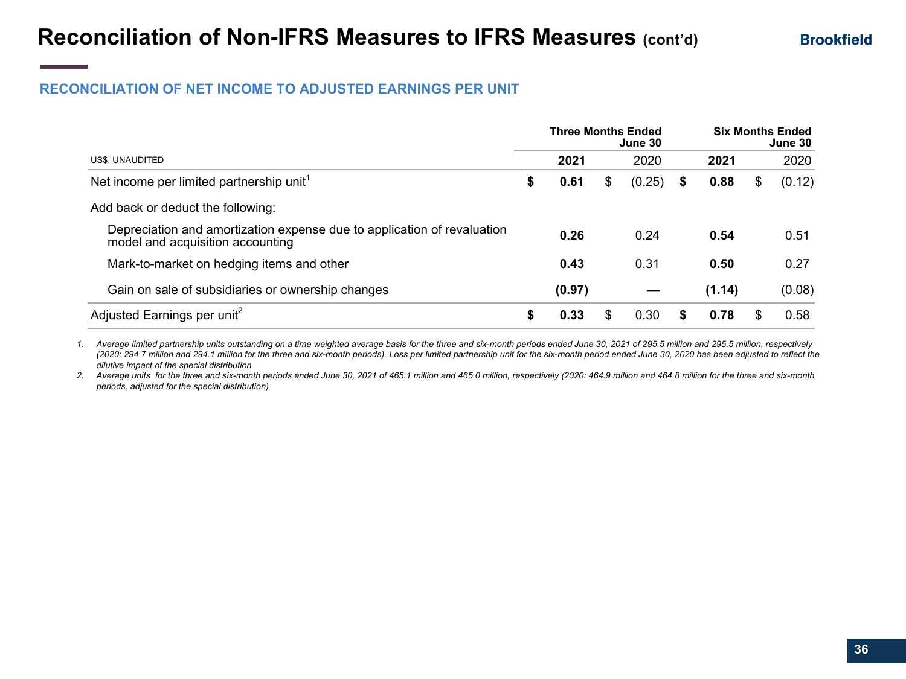# Reconciliation of Non-IFRS Measures to IFRS Measures (cont'd)

## RECONCILIATION OF NET INCOME TO ADJUSTED EARNINGS PER UNIT

| US$, UNAUDITED | Three Months Ended June 30 | | Six Months Ended June 30 | |
|---|---|---|---|---|
| | **2021** | 2020 | **2021** | 2020 |
| Net income per limited partnership unit[1] | **$ 0.61** | $ (0.25) | **$ 0.88** | $ (0.12) |
| Add back or deduct the following: | | | | |
| Depreciation and amortization expense due to application of revaluation model and acquisition accounting | **0.26** | 0.24 | **0.54** | 0.51 |
| Mark-to-market on hedging items and other | **0.43** | 0.31 | **0.50** | 0.27 |
| Gain on sale of subsidiaries or ownership changes | **(0.97)** | — | **(1.14)** | (0.08) |
| Adjusted Earnings per unit[2] | **$ 0.33** | $ 0.30 | **$ 0.78** | $ 0.58 |

1. *Average limited partnership units outstanding on a time weighted average basis for the three and six-month periods ended June 30, 2021 of 295.5 million and 295.5 million, respectively (2020: 294.7 million and 294.1 million for the three and six-month periods). Loss per limited partnership unit for the six-month period ended June 30, 2020 has been adjusted to reflect the dilutive impact of the special distribution*
2. *Average units for the three and six-month periods ended June 30, 2021 of 465.1 million and 465.0 million, respectively (2020: 464.9 million and 464.8 million for the three and six-month periods, adjusted for the special distribution)*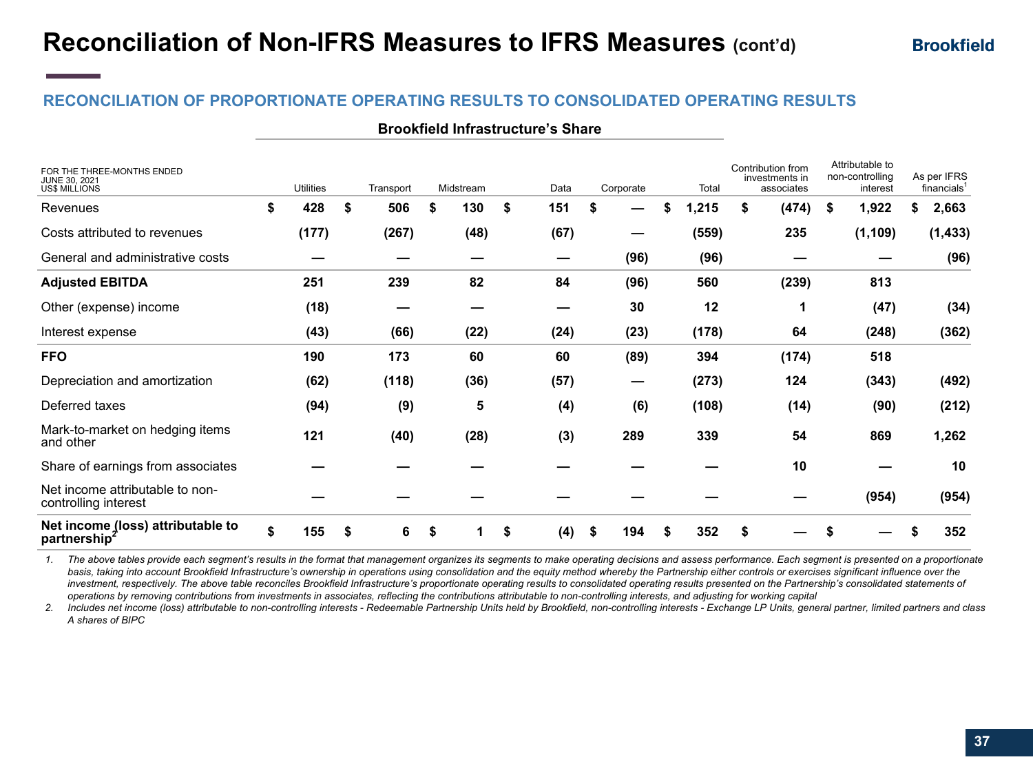# Reconciliation of Non-IFRS Measures to IFRS Measures (cont'd)

## RECONCILIATION OF PROPORTIONATE OPERATING RESULTS TO CONSOLIDATED OPERATING RESULTS

| FOR THE THREE-MONTHS ENDED JUNE 30, 2021 US$ MILLIONS | Brookfield Infrastructure's Share | | | | | | Contribution from investments in associates | Attributable to non-controlling interest | As per IFRS financials[1] |
|---|---|---|---|---|---|---|---|---|---|
| | Utilities | Transport | Midstream | Data | Corporate | Total | | | |
| Revenues | $ 428 | $ 506 | $ 130 | $ 151 | $ — | $ 1,215 | $ (474) | $ 1,922 | $ 2,663 |
| Costs attributed to revenues | (177) | (267) | (48) | (67) | — | (559) | 235 | (1,109) | (1,433) |
| General and administrative costs | — | — | — | — | (96) | (96) | — | — | (96) |
| **Adjusted EBITDA** | 251 | 239 | 82 | 84 | (96) | 560 | (239) | 813 | |
| Other (expense) income | (18) | — | — | — | 30 | 12 | 1 | (47) | (34) |
| Interest expense | (43) | (66) | (22) | (24) | (23) | (178) | 64 | (248) | (362) |
| **FFO** | 190 | 173 | 60 | 60 | (89) | 394 | (174) | 518 | |
| Depreciation and amortization | (62) | (118) | (36) | (57) | — | (273) | 124 | (343) | (492) |
| Deferred taxes | (94) | (9) | 5 | (4) | (6) | (108) | (14) | (90) | (212) |
| Mark-to-market on hedging items and other | 121 | (40) | (28) | (3) | 289 | 339 | 54 | 869 | 1,262 |
| Share of earnings from associates | — | — | — | — | — | — | 10 | — | 10 |
| Net income attributable to non-controlling interest | — | — | — | — | — | — | — | (954) | (954) |
| **Net income (loss) attributable to partnership[2]** | $ 155 | $ 6 | $ 1 | $ (4) | $ 194 | $ 352 | $ — | $ — | $ 352 |

1. *The above tables provide each segment's results in the format that management organizes its segments to make operating decisions and assess performance. Each segment is presented on a proportionate basis, taking into account Brookfield Infrastructure's ownership in operations using consolidation and the equity method whereby the Partnership either controls or exercises significant influence over the investment, respectively. The above table reconciles Brookfield Infrastructure's proportionate operating results to consolidated operating results presented on the Partnership's consolidated statements of operations by removing contributions from investments in associates, reflecting the contributions attributable to non-controlling interests, and adjusting for working capital*
2. *Includes net income (loss) attributable to non-controlling interests - Redeemable Partnership Units held by Brookfield, non-controlling interests - Exchange LP Units, general partner, limited partners and class A shares of BIPC*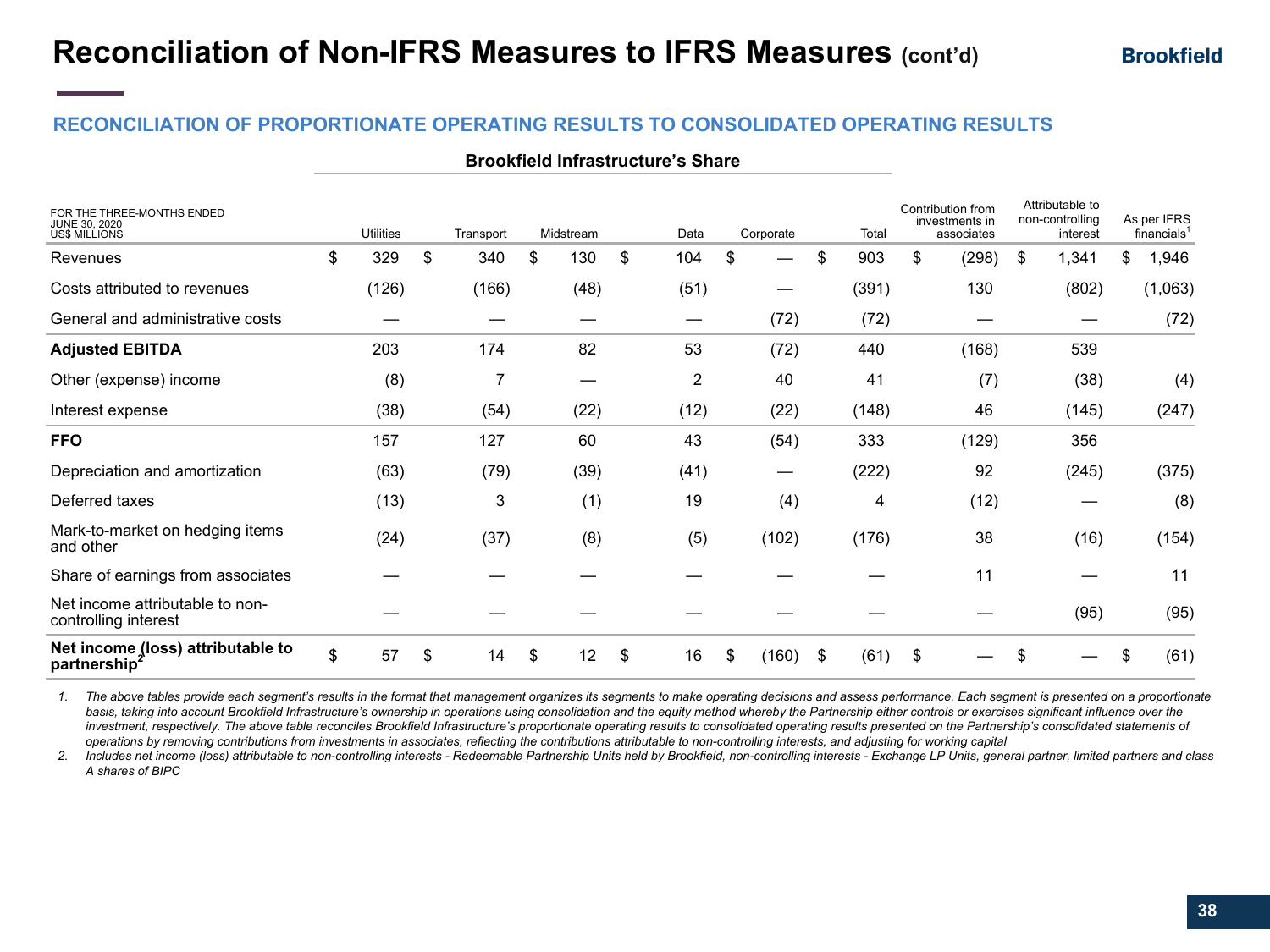# Reconciliation of Non-IFRS Measures to IFRS Measures (cont'd)

## RECONCILIATION OF PROPORTIONATE OPERATING RESULTS TO CONSOLIDATED OPERATING RESULTS

| FOR THE THREE-MONTHS ENDED JUNE 30, 2020 US$ MILLIONS | Brookfield Infrastructure's Share | | | | | | Contribution from investments in associates | Attributable to non-controlling interest | As per IFRS financials[1] |
|---|---|---|---|---|---|---|---|---|---|
| | Utilities | Transport | Midstream | Data | Corporate | Total | | | |
| Revenues | $ 329 | $ 340 | $ 130 | $ 104 | $ — | $ 903 | $ (298) | $ 1,341 | $ 1,946 |
| Costs attributed to revenues | (126) | (166) | (48) | (51) | — | (391) | 130 | (802) | (1,063) |
| General and administrative costs | — | — | — | — | (72) | (72) | — | — | (72) |
| **Adjusted EBITDA** | 203 | 174 | 82 | 53 | (72) | 440 | (168) | 539 | |
| Other (expense) income | (8) | 7 | — | 2 | 40 | 41 | (7) | (38) | (4) |
| Interest expense | (38) | (54) | (22) | (12) | (22) | (148) | 46 | (145) | (247) |
| **FFO** | 157 | 127 | 60 | 43 | (54) | 333 | (129) | 356 | |
| Depreciation and amortization | (63) | (79) | (39) | (41) | — | (222) | 92 | (245) | (375) |
| Deferred taxes | (13) | 3 | (1) | 19 | (4) | 4 | (12) | — | (8) |
| Mark-to-market on hedging items and other | (24) | (37) | (8) | (5) | (102) | (176) | 38 | (16) | (154) |
| Share of earnings from associates | — | — | — | — | — | — | 11 | — | 11 |
| Net income attributable to non-controlling interest | — | — | — | — | — | — | — | (95) | (95) |
| **Net income (loss) attributable to partnership[2]** | $ 57 | $ 14 | $ 12 | $ 16 | $ (160) | $ (61) | $ — | $ — | $ (61) |

1. *The above tables provide each segment's results in the format that management organizes its segments to make operating decisions and assess performance. Each segment is presented on a proportionate basis, taking into account Brookfield Infrastructure's ownership in operations using consolidation and the equity method whereby the Partnership either controls or exercises significant influence over the investment, respectively. The above table reconciles Brookfield Infrastructure's proportionate operating results to consolidated operating results presented on the Partnership's consolidated statements of operations by removing contributions from investments in associates, reflecting the contributions attributable to non-controlling interests, and adjusting for working capital*
2. *Includes net income (loss) attributable to non-controlling interests - Redeemable Partnership Units held by Brookfield, non-controlling interests - Exchange LP Units, general partner, limited partners and class A shares of BIPC*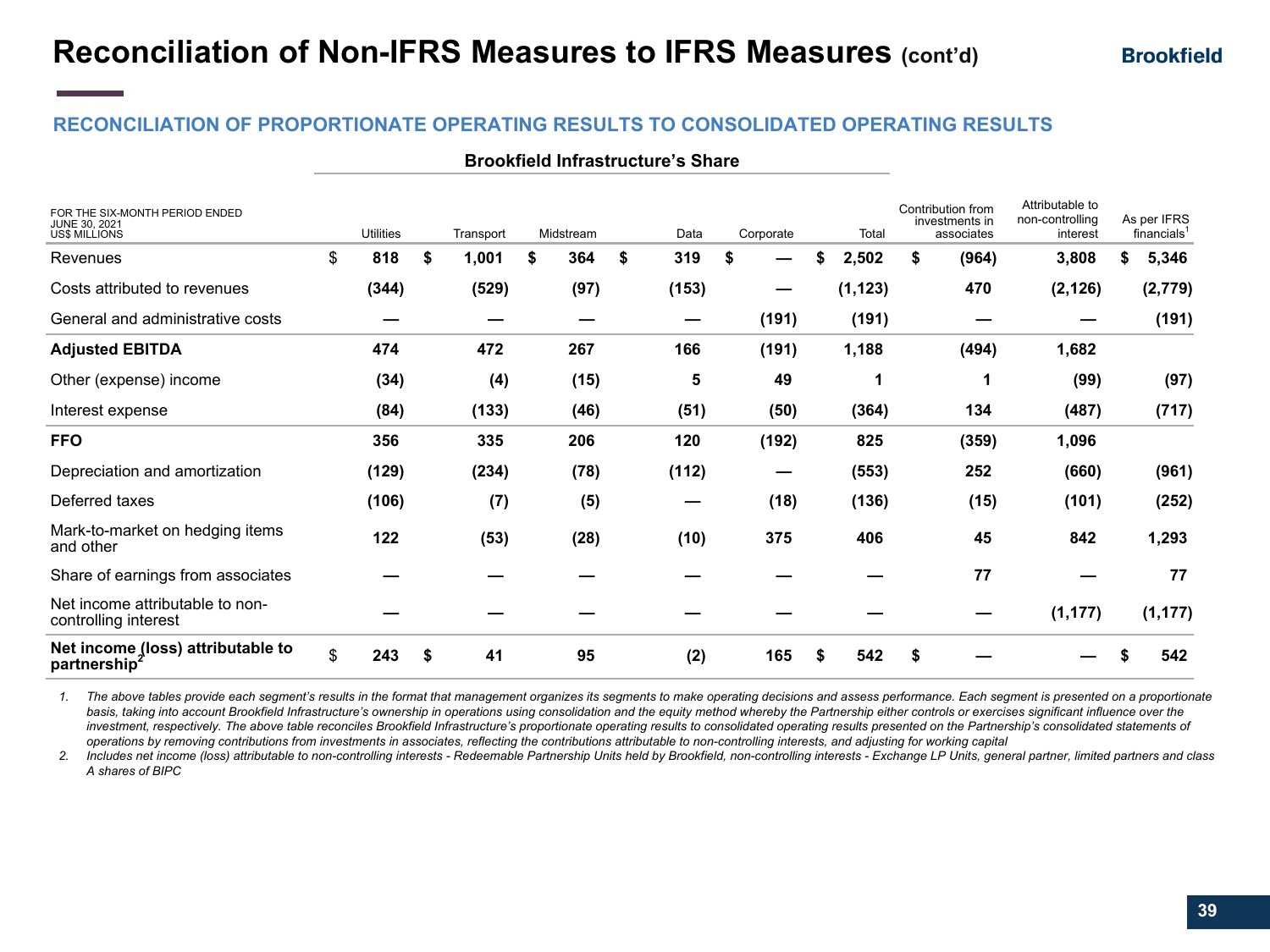# Reconciliation of Non-IFRS Measures to IFRS Measures (cont'd)

## RECONCILIATION OF PROPORTIONATE OPERATING RESULTS TO CONSOLIDATED OPERATING RESULTS

| FOR THE SIX-MONTH PERIOD ENDED JUNE 30, 2021 US$ MILLIONS | Brookfield Infrastructure's Share | | | | | | Contribution from investments in associates | Attributable to non-controlling interest | As per IFRS financials[1] |
|---|---|---|---|---|---|---|---|---|---|
| | Utilities | Transport | Midstream | Data | Corporate | Total | | | |
| Revenues | $ 818 | $ 1,001 | $ 364 | $ 319 | $ — | $ 2,502 | $ (964) | 3,808 | $ 5,346 |
| Costs attributed to revenues | (344) | (529) | (97) | (153) | — | (1,123) | 470 | (2,126) | (2,779) |
| General and administrative costs | — | — | — | — | (191) | (191) | — | — | (191) |
| **Adjusted EBITDA** | 474 | 472 | 267 | 166 | (191) | 1,188 | (494) | 1,682 | |
| Other (expense) income | (34) | (4) | (15) | 5 | 49 | 1 | 1 | (99) | (97) |
| Interest expense | (84) | (133) | (46) | (51) | (50) | (364) | 134 | (487) | (717) |
| **FFO** | 356 | 335 | 206 | 120 | (192) | 825 | (359) | 1,096 | |
| Depreciation and amortization | (129) | (234) | (78) | (112) | — | (553) | 252 | (660) | (961) |
| Deferred taxes | (106) | (7) | (5) | — | (18) | (136) | (15) | (101) | (252) |
| Mark-to-market on hedging items and other | 122 | (53) | (28) | (10) | 375 | 406 | 45 | 842 | 1,293 |
| Share of earnings from associates | — | — | — | — | — | — | 77 | — | 77 |
| Net income attributable to non-controlling interest | — | — | — | — | — | — | — | (1,177) | (1,177) |
| **Net income (loss) attributable to partnership[2]** | $ 243 | $ 41 | 95 | (2) | 165 | $ 542 | $ — | — | $ 542 |

1. *The above tables provide each segment's results in the format that management organizes its segments to make operating decisions and assess performance. Each segment is presented on a proportionate basis, taking into account Brookfield Infrastructure's ownership in operations using consolidation and the equity method whereby the Partnership either controls or exercises significant influence over the investment, respectively. The above table reconciles Brookfield Infrastructure's proportionate operating results to consolidated operating results presented on the Partnership's consolidated statements of operations by removing contributions from investments in associates, reflecting the contributions attributable to non-controlling interests, and adjusting for working capital*
2. *Includes net income (loss) attributable to non-controlling interests - Redeemable Partnership Units held by Brookfield, non-controlling interests - Exchange LP Units, general partner, limited partners and class A shares of BIPC*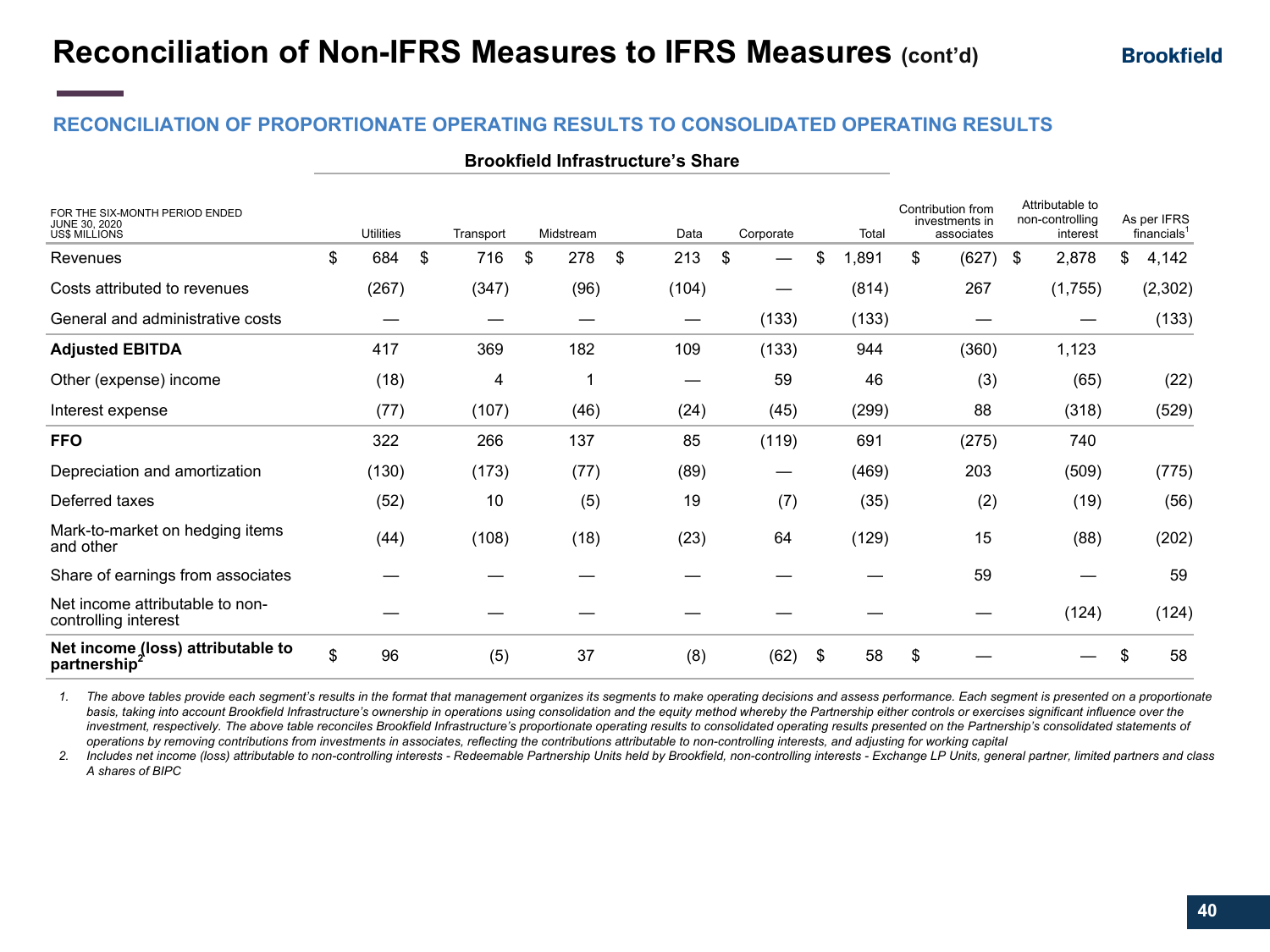# Reconciliation of Non-IFRS Measures to IFRS Measures (cont'd)

## RECONCILIATION OF PROPORTIONATE OPERATING RESULTS TO CONSOLIDATED OPERATING RESULTS

| FOR THE SIX-MONTH PERIOD ENDED JUNE 30, 2020 US$ MILLIONS | Brookfield Infrastructure's Share | | | | | | Contribution from investments in associates | Attributable to non-controlling interest | As per IFRS financials[1] |
|---|---|---|---|---|---|---|---|---|---|
| | Utilities | Transport | Midstream | Data | Corporate | Total | | | |
| Revenues | $ 684 | $ 716 | $ 278 | $ 213 | $ — | $ 1,891 | $ (627) | $ 2,878 | $ 4,142 |
| Costs attributed to revenues | (267) | (347) | (96) | (104) | — | (814) | 267 | (1,755) | (2,302) |
| General and administrative costs | — | — | — | — | (133) | (133) | — | — | (133) |
| **Adjusted EBITDA** | 417 | 369 | 182 | 109 | (133) | 944 | (360) | 1,123 | |
| Other (expense) income | (18) | 4 | 1 | — | 59 | 46 | (3) | (65) | (22) |
| Interest expense | (77) | (107) | (46) | (24) | (45) | (299) | 88 | (318) | (529) |
| **FFO** | 322 | 266 | 137 | 85 | (119) | 691 | (275) | 740 | |
| Depreciation and amortization | (130) | (173) | (77) | (89) | — | (469) | 203 | (509) | (775) |
| Deferred taxes | (52) | 10 | (5) | 19 | (7) | (35) | (2) | (19) | (56) |
| Mark-to-market on hedging items and other | (44) | (108) | (18) | (23) | 64 | (129) | 15 | (88) | (202) |
| Share of earnings from associates | — | — | — | — | — | — | 59 | — | 59 |
| Net income attributable to non-controlling interest | — | — | — | — | — | — | — | (124) | (124) |
| **Net income (loss) attributable to partnership[2]** | $ 96 | (5) | 37 | (8) | (62) | $ 58 | $ — | — | $ 58 |

1. *The above tables provide each segment's results in the format that management organizes its segments to make operating decisions and assess performance. Each segment is presented on a proportionate basis, taking into account Brookfield Infrastructure's ownership in operations using consolidation and the equity method whereby the Partnership either controls or exercises significant influence over the investment, respectively. The above table reconciles Brookfield Infrastructure's proportionate operating results to consolidated operating results presented on the Partnership's consolidated statements of operations by removing contributions from investments in associates, reflecting the contributions attributable to non-controlling interests, and adjusting for working capital*
2. *Includes net income (loss) attributable to non-controlling interests - Redeemable Partnership Units held by Brookfield, non-controlling interests - Exchange LP Units, general partner, limited partners and class A shares of BIPC*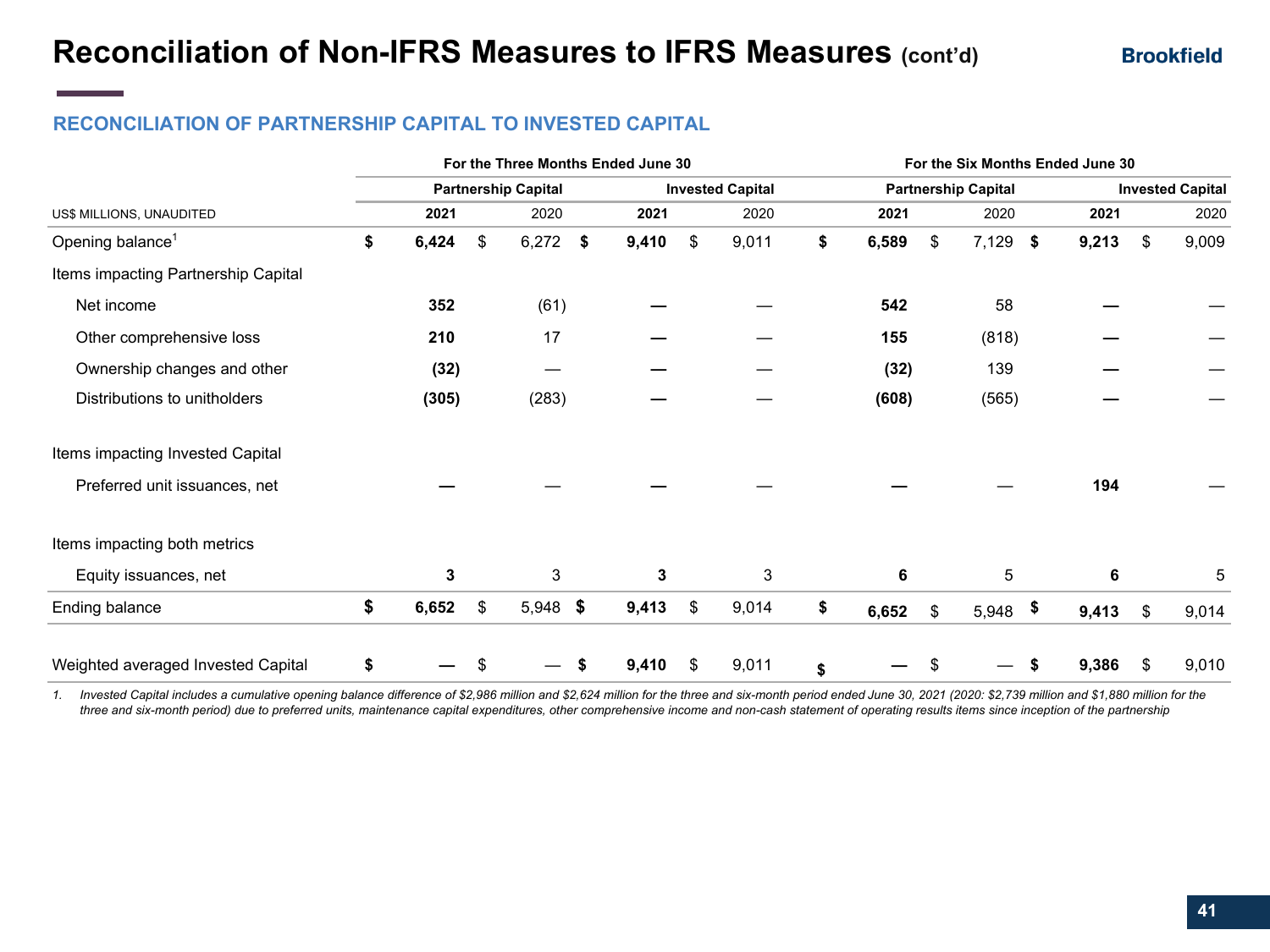# Reconciliation of Non-IFRS Measures to IFRS Measures (cont'd)

## RECONCILIATION OF PARTNERSHIP CAPITAL TO INVESTED CAPITAL

| | For the Three Months Ended June 30 | | | | For the Six Months Ended June 30 | | | |
|---|---|---|---|---|---|---|---|---|
| | Partnership Capital | | Invested Capital | | Partnership Capital | | Invested Capital | |
| US$ MILLIONS, UNAUDITED | **2021** | 2020 | **2021** | 2020 | **2021** | 2020 | **2021** | 2020 |
| Opening balance[1] | **$ 6,424** | $ 6,272 | **$ 9,410** | $ 9,011 | **$ 6,589** | $ 7,129 | **$ 9,213** | $ 9,009 |
| Items impacting Partnership Capital | | | | | | | | |
| Net income | **352** | (61) | **—** | — | **542** | 58 | **—** | — |
| Other comprehensive loss | **210** | 17 | **—** | — | **155** | (818) | **—** | — |
| Ownership changes and other | **(32)** | — | **—** | — | **(32)** | 139 | **—** | — |
| Distributions to unitholders | **(305)** | (283) | **—** | — | **(608)** | (565) | **—** | — |
| Items impacting Invested Capital | | | | | | | | |
| Preferred unit issuances, net | **—** | — | **—** | — | **—** | — | **194** | — |
| Items impacting both metrics | | | | | | | | |
| Equity issuances, net | **3** | 3 | **3** | 3 | **6** | 5 | **6** | 5 |
| Ending balance | **$ 6,652** | $ 5,948 | **$ 9,413** | $ 9,014 | **$ 6,652** | $ 5,948 | **$ 9,413** | $ 9,014 |
| Weighted averaged Invested Capital | **$ —** | $ — | **$ 9,410** | $ 9,011 | **$ —** | $ — | **$ 9,386** | $ 9,010 |

1. *Invested Capital includes a cumulative opening balance difference of $2,986 million and $2,624 million for the three and six-month period ended June 30, 2021 (2020: $2,739 million and $1,880 million for the three and six-month period) due to preferred units, maintenance capital expenditures, other comprehensive income and non-cash statement of operating results items since inception of the partnership*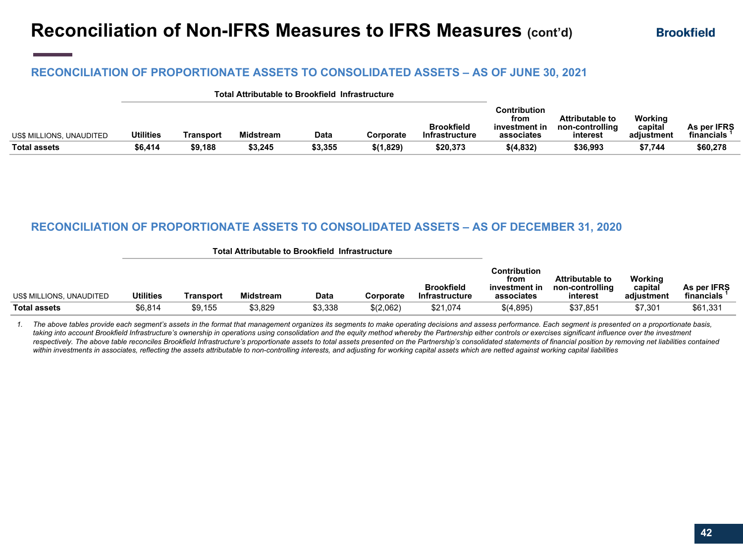# Reconciliation of Non-IFRS Measures to IFRS Measures (cont'd)

## RECONCILIATION OF PROPORTIONATE ASSETS TO CONSOLIDATED ASSETS – AS OF JUNE 30, 2021

| | Total Attributable to Brookfield Infrastructure | | | | | | | | | |
|---|---|---|---|---|---|---|---|---|---|---|
| US$ MILLIONS, UNAUDITED | Utilities | Transport | Midstream | Data | Corporate | Brookfield Infrastructure | Contribution from investment in associates | Attributable to non-controlling interest | Working capital adjustment | As per IFRS financials [1] |
| **Total assets** | **$6,414** | **$9,188** | **$3,245** | **$3,355** | **$(1,829)** | **$20,373** | **$(4,832)** | **$36,993** | **$7,744** | **$60,278** |

## RECONCILIATION OF PROPORTIONATE ASSETS TO CONSOLIDATED ASSETS – AS OF DECEMBER 31, 2020

| | Total Attributable to Brookfield Infrastructure | | | | | | | | | |
|---|---|---|---|---|---|---|---|---|---|---|
| US$ MILLIONS, UNAUDITED | Utilities | Transport | Midstream | Data | Corporate | Brookfield Infrastructure | Contribution from investment in associates | Attributable to non-controlling interest | Working capital adjustment | As per IFRS financials [1] |
| **Total assets** | $6,814 | $9,155 | $3,829 | $3,338 | $(2,062) | $21,074 | $(4,895) | $37,851 | $7,301 | $61,331 |

1. *The above tables provide each segment's assets in the format that management organizes its segments to make operating decisions and assess performance. Each segment is presented on a proportionate basis, taking into account Brookfield Infrastructure's ownership in operations using consolidation and the equity method whereby the Partnership either controls or exercises significant influence over the investment respectively. The above table reconciles Brookfield Infrastructure's proportionate assets to total assets presented on the Partnership's consolidated statements of financial position by removing net liabilities contained within investments in associates, reflecting the assets attributable to non-controlling interests, and adjusting for working capital assets which are netted against working capital liabilities*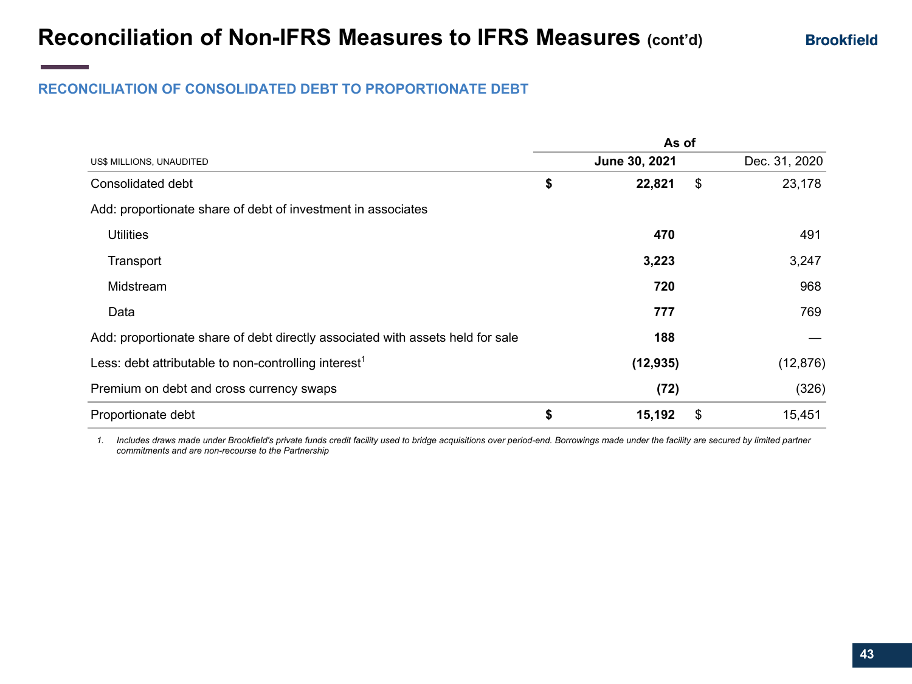# Reconciliation of Non-IFRS Measures to IFRS Measures (cont'd)

## RECONCILIATION OF CONSOLIDATED DEBT TO PROPORTIONATE DEBT

| US$ MILLIONS, UNAUDITED | As of June 30, 2021 | As of Dec. 31, 2020 |
|---|---|---|
| Consolidated debt | **$ 22,821** | $ 23,178 |
| Add: proportionate share of debt of investment in associates | | |
| Utilities | **470** | 491 |
| Transport | **3,223** | 3,247 |
| Midstream | **720** | 968 |
| Data | **777** | 769 |
| Add: proportionate share of debt directly associated with assets held for sale | **188** | — |
| Less: debt attributable to non-controlling interest[1] | **(12,935)** | (12,876) |
| Premium on debt and cross currency swaps | **(72)** | (326) |
| Proportionate debt | **$ 15,192** | $ 15,451 |

1. *Includes draws made under Brookfield's private funds credit facility used to bridge acquisitions over period-end. Borrowings made under the facility are secured by limited partner commitments and are non-recourse to the Partnership*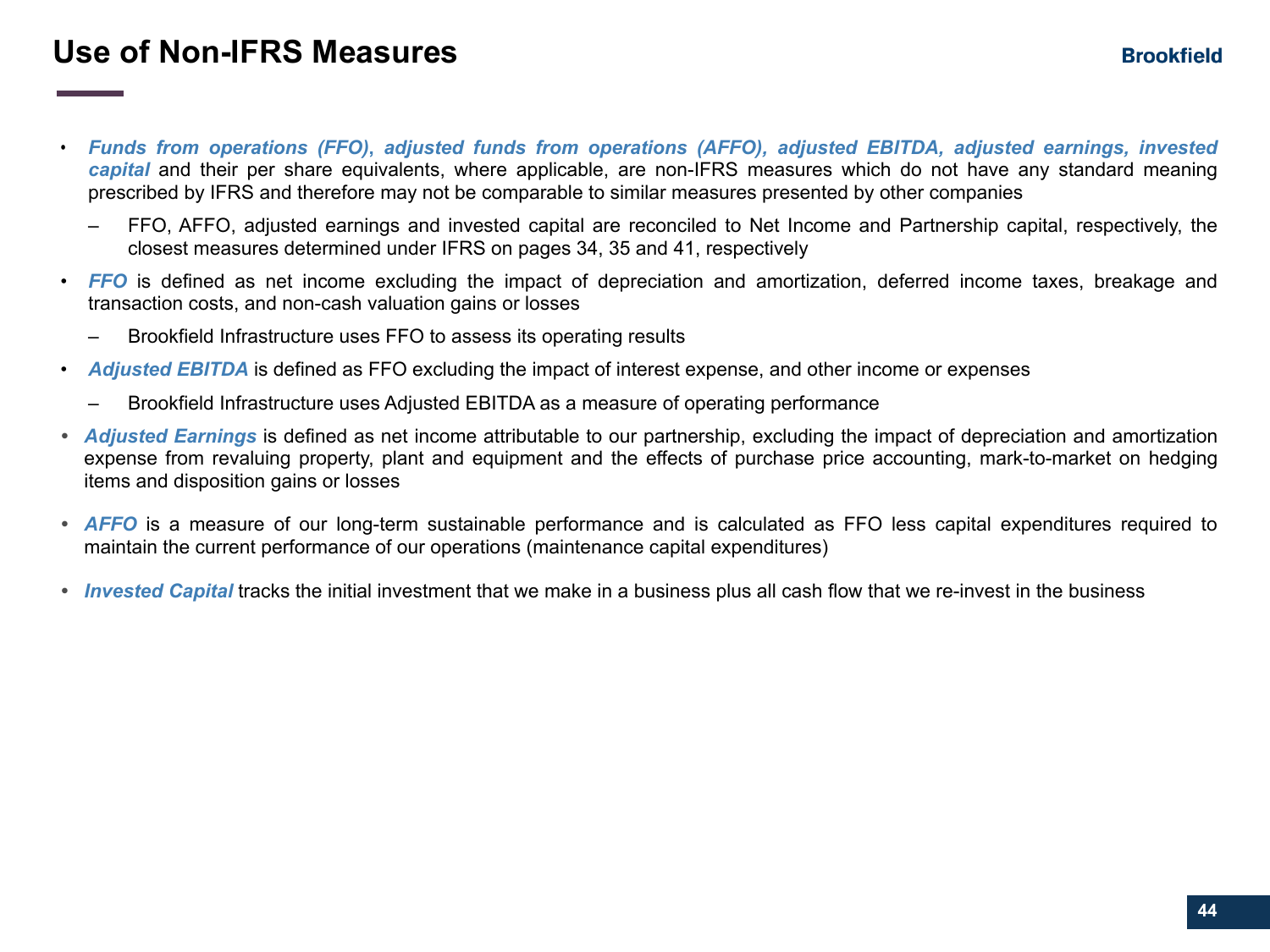# Use of Non-IFRS Measures

- ***Funds from operations (FFO), adjusted funds from operations (AFFO), adjusted EBITDA, adjusted earnings, invested capital*** and their per share equivalents, where applicable, are non-IFRS measures which do not have any standard meaning prescribed by IFRS and therefore may not be comparable to similar measures presented by other companies
  - FFO, AFFO, adjusted earnings and invested capital are reconciled to Net Income and Partnership capital, respectively, the closest measures determined under IFRS on pages 34, 35 and 41, respectively
- ***FFO*** is defined as net income excluding the impact of depreciation and amortization, deferred income taxes, breakage and transaction costs, and non-cash valuation gains or losses
  - Brookfield Infrastructure uses FFO to assess its operating results
- ***Adjusted EBITDA*** is defined as FFO excluding the impact of interest expense, and other income or expenses
  - Brookfield Infrastructure uses Adjusted EBITDA as a measure of operating performance
- ***Adjusted Earnings*** is defined as net income attributable to our partnership, excluding the impact of depreciation and amortization expense from revaluing property, plant and equipment and the effects of purchase price accounting, mark-to-market on hedging items and disposition gains or losses
- ***AFFO*** is a measure of our long-term sustainable performance and is calculated as FFO less capital expenditures required to maintain the current performance of our operations (maintenance capital expenditures)
- ***Invested Capital*** tracks the initial investment that we make in a business plus all cash flow that we re-invest in the business